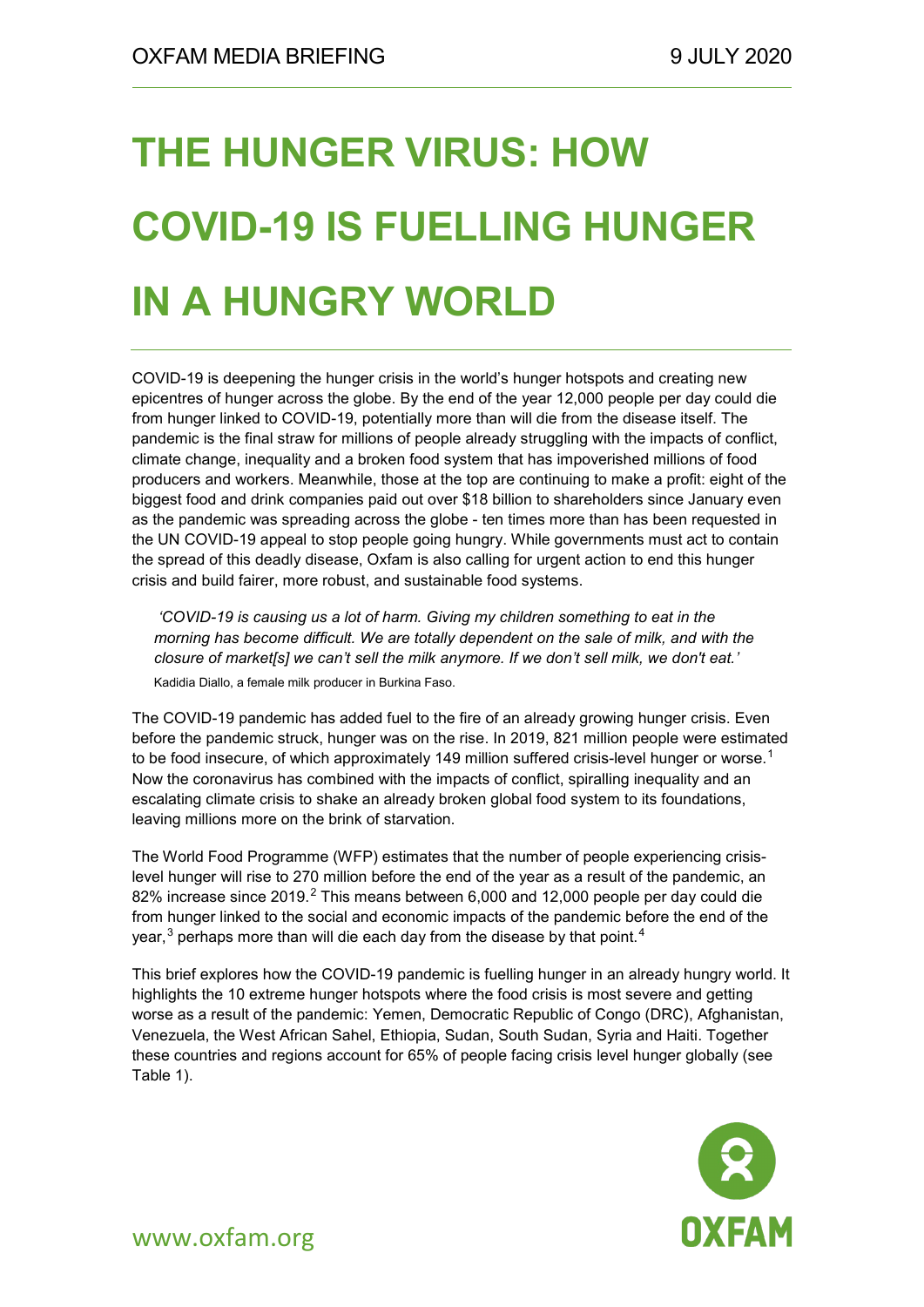# THE HUNGER VIRUS: HOW COVID-19 IS FUELLING HUNGER IN A HUNGRY WORLD

COVID-19 is deepening the hunger crisis in the world's hunger hotspots and creating new epicentres of hunger across the globe. By the end of the year 12,000 people per day could die from hunger linked to COVID-19, potentially more than will die from the disease itself. The pandemic is the final straw for millions of people already struggling with the impacts of conflict, climate change, inequality and a broken food system that has impoverished millions of food producers and workers. Meanwhile, those at the top are continuing to make a profit: eight of the biggest food and drink companies paid out over $18 billion to shareholders since January even as the pandemic was spreading across the globe - ten times more than has been requested in the UN COVID-19 appeal to stop people going hungry. While governments must act to contain the spread of this deadly disease, Oxfam is also calling for urgent action to end this hunger crisis and build fairer, more robust, and sustainable food systems.

> *'COVID-19 is causing us a lot of harm. Giving my children something to eat in the morning has become difficult. We are totally dependent on the sale of milk, and with the closure of market[s] we can't sell the milk anymore. If we don't sell milk, we don't eat.'*
>
> Kadidia Diallo, a female milk producer in Burkina Faso.

The COVID-19 pandemic has added fuel to the fire of an already growing hunger crisis. Even before the pandemic struck, hunger was on the rise. In 2019, 821 million people were estimated to be food insecure, of which approximately 149 million suffered crisis-level hunger or worse.[1] Now the coronavirus has combined with the impacts of conflict, spiralling inequality and an escalating climate crisis to shake an already broken global food system to its foundations, leaving millions more on the brink of starvation.

The World Food Programme (WFP) estimates that the number of people experiencing crisis-level hunger will rise to 270 million before the end of the year as a result of the pandemic, an 82% increase since 2019.[2] This means between 6,000 and 12,000 people per day could die from hunger linked to the social and economic impacts of the pandemic before the end of the year,[3] perhaps more than will die each day from the disease by that point.[4]

This brief explores how the COVID-19 pandemic is fuelling hunger in an already hungry world. It highlights the 10 extreme hunger hotspots where the food crisis is most severe and getting worse as a result of the pandemic: Yemen, Democratic Republic of Congo (DRC), Afghanistan, Venezuela, the West African Sahel, Ethiopia, Sudan, South Sudan, Syria and Haiti. Together these countries and regions account for 65% of people facing crisis level hunger globally (see Table 1).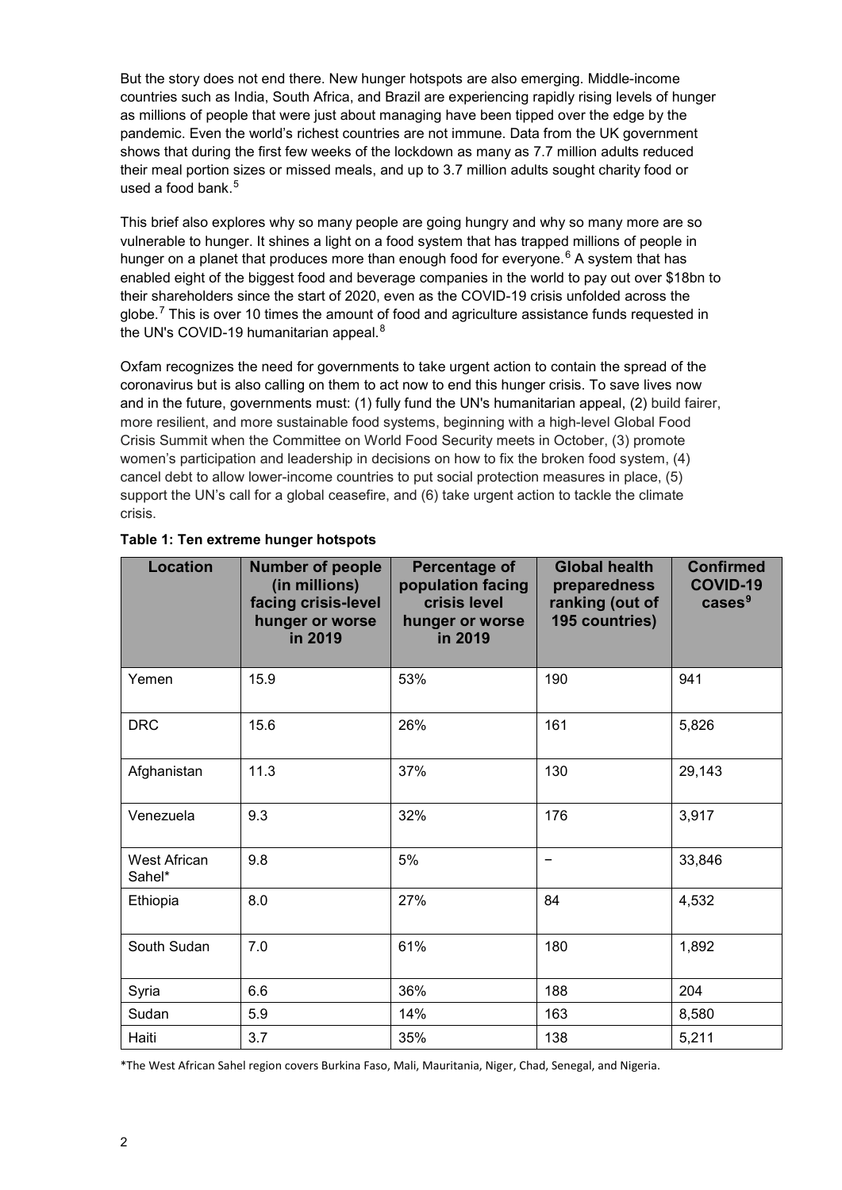But the story does not end there. New hunger hotspots are also emerging. Middle-income countries such as India, South Africa, and Brazil are experiencing rapidly rising levels of hunger as millions of people that were just about managing have been tipped over the edge by the pandemic. Even the world's richest countries are not immune. Data from the UK government shows that during the first few weeks of the lockdown as many as 7.7 million adults reduced their meal portion sizes or missed meals, and up to 3.7 million adults sought charity food or used a food bank.[5]

This brief also explores why so many people are going hungry and why so many more are so vulnerable to hunger. It shines a light on a food system that has trapped millions of people in hunger on a planet that produces more than enough food for everyone.[6] A system that has enabled eight of the biggest food and beverage companies in the world to pay out over $18bn to their shareholders since the start of 2020, even as the COVID-19 crisis unfolded across the globe.[7] This is over 10 times the amount of food and agriculture assistance funds requested in the UN's COVID-19 humanitarian appeal.[8]

Oxfam recognizes the need for governments to take urgent action to contain the spread of the coronavirus but is also calling on them to act now to end this hunger crisis. To save lives now and in the future, governments must: (1) fully fund the UN's humanitarian appeal, (2) build fairer, more resilient, and more sustainable food systems, beginning with a high-level Global Food Crisis Summit when the Committee on World Food Security meets in October, (3) promote women's participation and leadership in decisions on how to fix the broken food system, (4) cancel debt to allow lower-income countries to put social protection measures in place, (5) support the UN's call for a global ceasefire, and (6) take urgent action to tackle the climate crisis.

**Table 1: Ten extreme hunger hotspots**

| Location | Number of people (in millions) facing crisis-level hunger or worse in 2019 | Percentage of population facing crisis level hunger or worse in 2019 | Global health preparedness ranking (out of 195 countries) | Confirmed COVID-19 cases[9] |
|---|---|---|---|---|
| Yemen | 15.9 | 53% | 190 | 941 |
| DRC | 15.6 | 26% | 161 | 5,826 |
| Afghanistan | 11.3 | 37% | 130 | 29,143 |
| Venezuela | 9.3 | 32% | 176 | 3,917 |
| West African Sahel* | 9.8 | 5% | – | 33,846 |
| Ethiopia | 8.0 | 27% | 84 | 4,532 |
| South Sudan | 7.0 | 61% | 180 | 1,892 |
| Syria | 6.6 | 36% | 188 | 204 |
| Sudan | 5.9 | 14% | 163 | 8,580 |
| Haiti | 3.7 | 35% | 138 | 5,211 |

*The West African Sahel region covers Burkina Faso, Mali, Mauritania, Niger, Chad, Senegal, and Nigeria.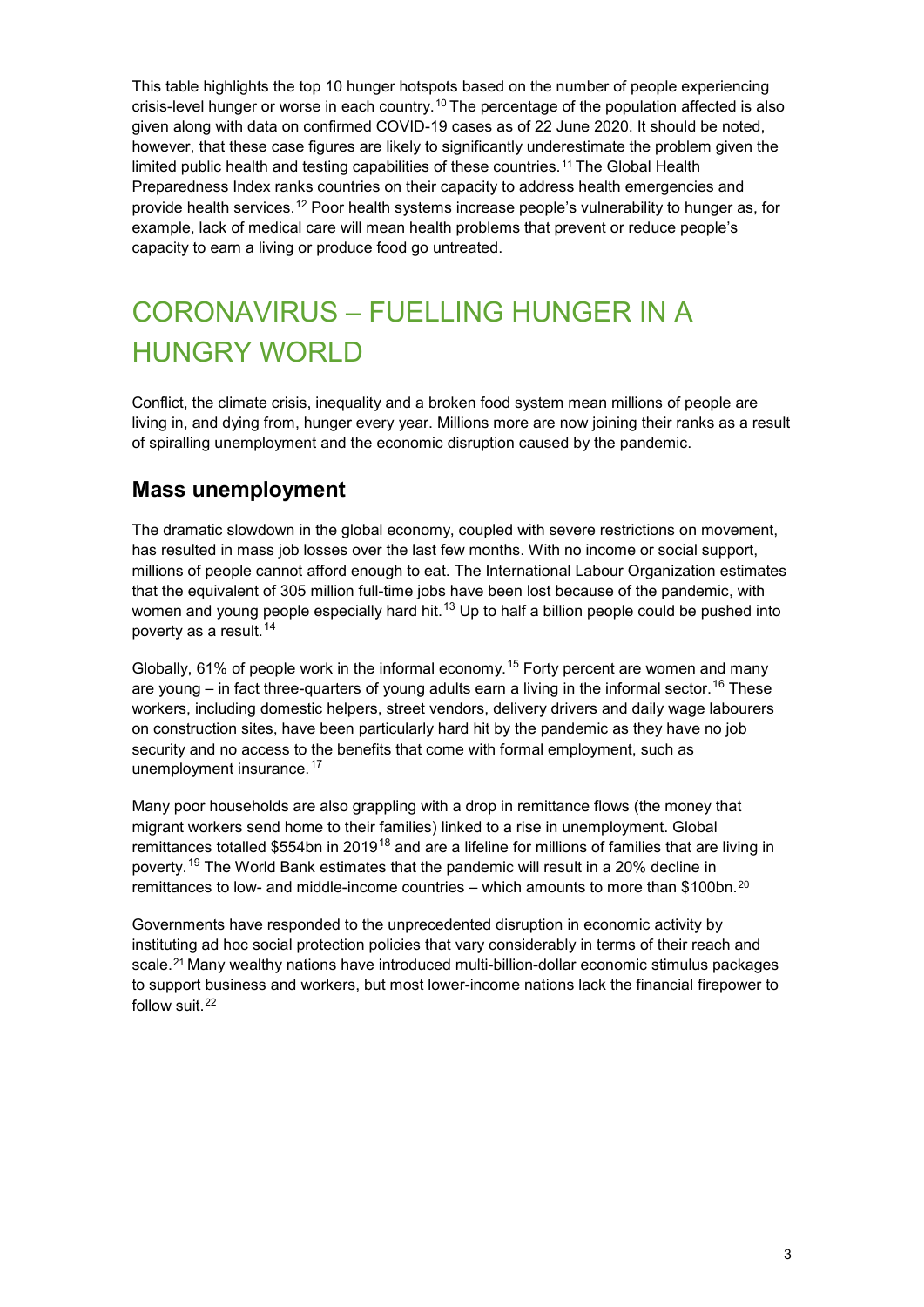This table highlights the top 10 hunger hotspots based on the number of people experiencing crisis-level hunger or worse in each country.[10] The percentage of the population affected is also given along with data on confirmed COVID-19 cases as of 22 June 2020. It should be noted, however, that these case figures are likely to significantly underestimate the problem given the limited public health and testing capabilities of these countries.[11] The Global Health Preparedness Index ranks countries on their capacity to address health emergencies and provide health services.[12] Poor health systems increase people's vulnerability to hunger as, for example, lack of medical care will mean health problems that prevent or reduce people's capacity to earn a living or produce food go untreated.

# CORONAVIRUS – FUELLING HUNGER IN A HUNGRY WORLD

Conflict, the climate crisis, inequality and a broken food system mean millions of people are living in, and dying from, hunger every year. Millions more are now joining their ranks as a result of spiralling unemployment and the economic disruption caused by the pandemic.

## Mass unemployment

The dramatic slowdown in the global economy, coupled with severe restrictions on movement, has resulted in mass job losses over the last few months. With no income or social support, millions of people cannot afford enough to eat. The International Labour Organization estimates that the equivalent of 305 million full-time jobs have been lost because of the pandemic, with women and young people especially hard hit.[13] Up to half a billion people could be pushed into poverty as a result.[14]

Globally, 61% of people work in the informal economy.[15] Forty percent are women and many are young – in fact three-quarters of young adults earn a living in the informal sector.[16] These workers, including domestic helpers, street vendors, delivery drivers and daily wage labourers on construction sites, have been particularly hard hit by the pandemic as they have no job security and no access to the benefits that come with formal employment, such as unemployment insurance.[17]

Many poor households are also grappling with a drop in remittance flows (the money that migrant workers send home to their families) linked to a rise in unemployment. Global remittances totalled $554bn in 2019[18] and are a lifeline for millions of families that are living in poverty.[19] The World Bank estimates that the pandemic will result in a 20% decline in remittances to low- and middle-income countries – which amounts to more than $100bn.[20]

Governments have responded to the unprecedented disruption in economic activity by instituting ad hoc social protection policies that vary considerably in terms of their reach and scale.[21] Many wealthy nations have introduced multi-billion-dollar economic stimulus packages to support business and workers, but most lower-income nations lack the financial firepower to follow suit.[22]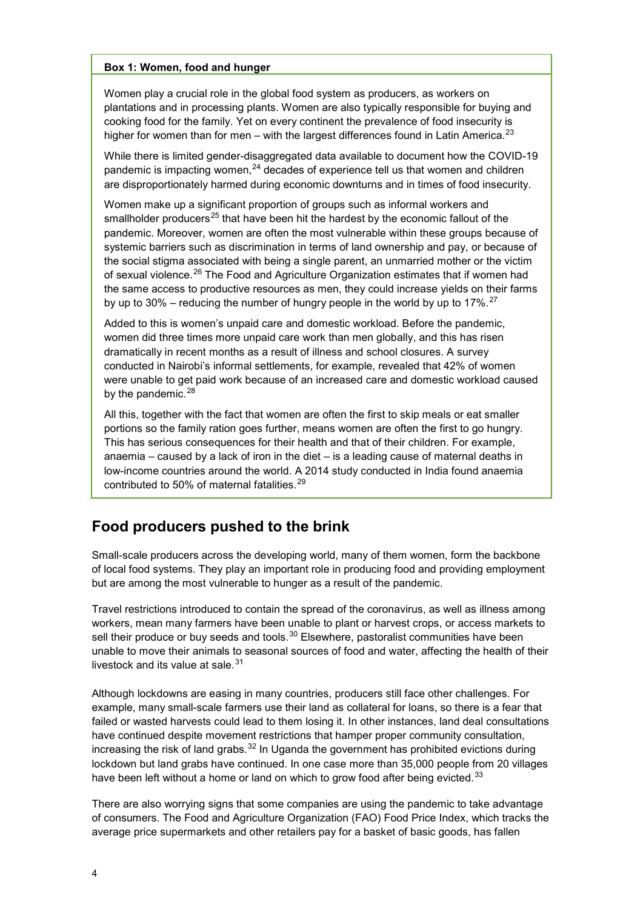**Box 1: Women, food and hunger**

Women play a crucial role in the global food system as producers, as workers on plantations and in processing plants. Women are also typically responsible for buying and cooking food for the family. Yet on every continent the prevalence of food insecurity is higher for women than for men – with the largest differences found in Latin America.[23]

While there is limited gender-disaggregated data available to document how the COVID-19 pandemic is impacting women,[24] decades of experience tell us that women and children are disproportionately harmed during economic downturns and in times of food insecurity.

Women make up a significant proportion of groups such as informal workers and smallholder producers[25] that have been hit the hardest by the economic fallout of the pandemic. Moreover, women are often the most vulnerable within these groups because of systemic barriers such as discrimination in terms of land ownership and pay, or because of the social stigma associated with being a single parent, an unmarried mother or the victim of sexual violence.[26] The Food and Agriculture Organization estimates that if women had the same access to productive resources as men, they could increase yields on their farms by up to 30% – reducing the number of hungry people in the world by up to 17%.[27]

Added to this is women's unpaid care and domestic workload. Before the pandemic, women did three times more unpaid care work than men globally, and this has risen dramatically in recent months as a result of illness and school closures. A survey conducted in Nairobi's informal settlements, for example, revealed that 42% of women were unable to get paid work because of an increased care and domestic workload caused by the pandemic.[28]

All this, together with the fact that women are often the first to skip meals or eat smaller portions so the family ration goes further, means women are often the first to go hungry. This has serious consequences for their health and that of their children. For example, anaemia – caused by a lack of iron in the diet – is a leading cause of maternal deaths in low-income countries around the world. A 2014 study conducted in India found anaemia contributed to 50% of maternal fatalities.[29]

## Food producers pushed to the brink

Small-scale producers across the developing world, many of them women, form the backbone of local food systems. They play an important role in producing food and providing employment but are among the most vulnerable to hunger as a result of the pandemic.

Travel restrictions introduced to contain the spread of the coronavirus, as well as illness among workers, mean many farmers have been unable to plant or harvest crops, or access markets to sell their produce or buy seeds and tools.[30] Elsewhere, pastoralist communities have been unable to move their animals to seasonal sources of food and water, affecting the health of their livestock and its value at sale.[31]

Although lockdowns are easing in many countries, producers still face other challenges. For example, many small-scale farmers use their land as collateral for loans, so there is a fear that failed or wasted harvests could lead to them losing it. In other instances, land deal consultations have continued despite movement restrictions that hamper proper community consultation, increasing the risk of land grabs.[32] In Uganda the government has prohibited evictions during lockdown but land grabs have continued. In one case more than 35,000 people from 20 villages have been left without a home or land on which to grow food after being evicted.[33]

There are also worrying signs that some companies are using the pandemic to take advantage of consumers. The Food and Agriculture Organization (FAO) Food Price Index, which tracks the average price supermarkets and other retailers pay for a basket of basic goods, has fallen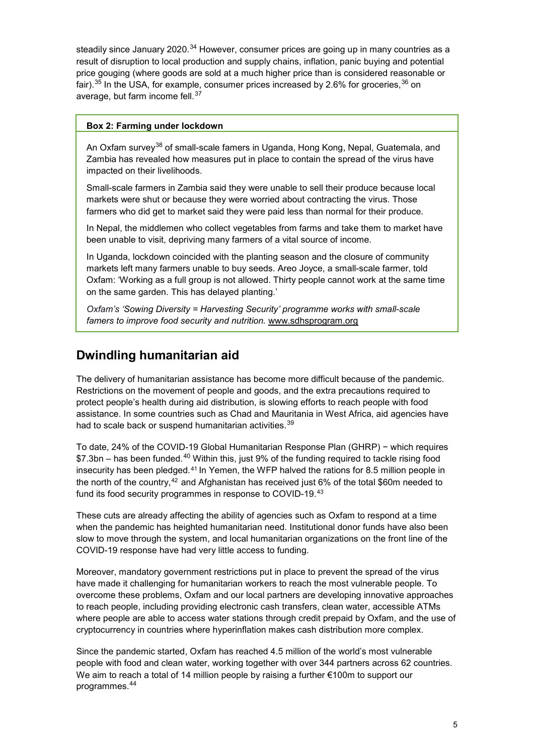steadily since January 2020.[34] However, consumer prices are going up in many countries as a result of disruption to local production and supply chains, inflation, panic buying and potential price gouging (where goods are sold at a much higher price than is considered reasonable or fair).[35] In the USA, for example, consumer prices increased by 2.6% for groceries,[36] on average, but farm income fell.[37]

**Box 2: Farming under lockdown**

An Oxfam survey[38] of small-scale famers in Uganda, Hong Kong, Nepal, Guatemala, and Zambia has revealed how measures put in place to contain the spread of the virus have impacted on their livelihoods.

Small-scale farmers in Zambia said they were unable to sell their produce because local markets were shut or because they were worried about contracting the virus. Those farmers who did get to market said they were paid less than normal for their produce.

In Nepal, the middlemen who collect vegetables from farms and take them to market have been unable to visit, depriving many farmers of a vital source of income.

In Uganda, lockdown coincided with the planting season and the closure of community markets left many farmers unable to buy seeds. Areo Joyce, a small-scale farmer, told Oxfam: 'Working as a full group is not allowed. Thirty people cannot work at the same time on the same garden. This has delayed planting.'

*Oxfam's 'Sowing Diversity = Harvesting Security' programme works with small-scale famers to improve food security and nutrition.* www.sdhsprogram.org

## Dwindling humanitarian aid

The delivery of humanitarian assistance has become more difficult because of the pandemic. Restrictions on the movement of people and goods, and the extra precautions required to protect people's health during aid distribution, is slowing efforts to reach people with food assistance. In some countries such as Chad and Mauritania in West Africa, aid agencies have had to scale back or suspend humanitarian activities.[39]

To date, 24% of the COVID-19 Global Humanitarian Response Plan (GHRP) − which requires $7.3bn – has been funded.[40] Within this, just 9% of the funding required to tackle rising food insecurity has been pledged.[41] In Yemen, the WFP halved the rations for 8.5 million people in the north of the country,[42] and Afghanistan has received just 6% of the total $60m needed to fund its food security programmes in response to COVID-19.[43]

These cuts are already affecting the ability of agencies such as Oxfam to respond at a time when the pandemic has heighted humanitarian need. Institutional donor funds have also been slow to move through the system, and local humanitarian organizations on the front line of the COVID-19 response have had very little access to funding.

Moreover, mandatory government restrictions put in place to prevent the spread of the virus have made it challenging for humanitarian workers to reach the most vulnerable people. To overcome these problems, Oxfam and our local partners are developing innovative approaches to reach people, including providing electronic cash transfers, clean water, accessible ATMs where people are able to access water stations through credit prepaid by Oxfam, and the use of cryptocurrency in countries where hyperinflation makes cash distribution more complex.

Since the pandemic started, Oxfam has reached 4.5 million of the world's most vulnerable people with food and clean water, working together with over 344 partners across 62 countries. We aim to reach a total of 14 million people by raising a further €100m to support our programmes.[44]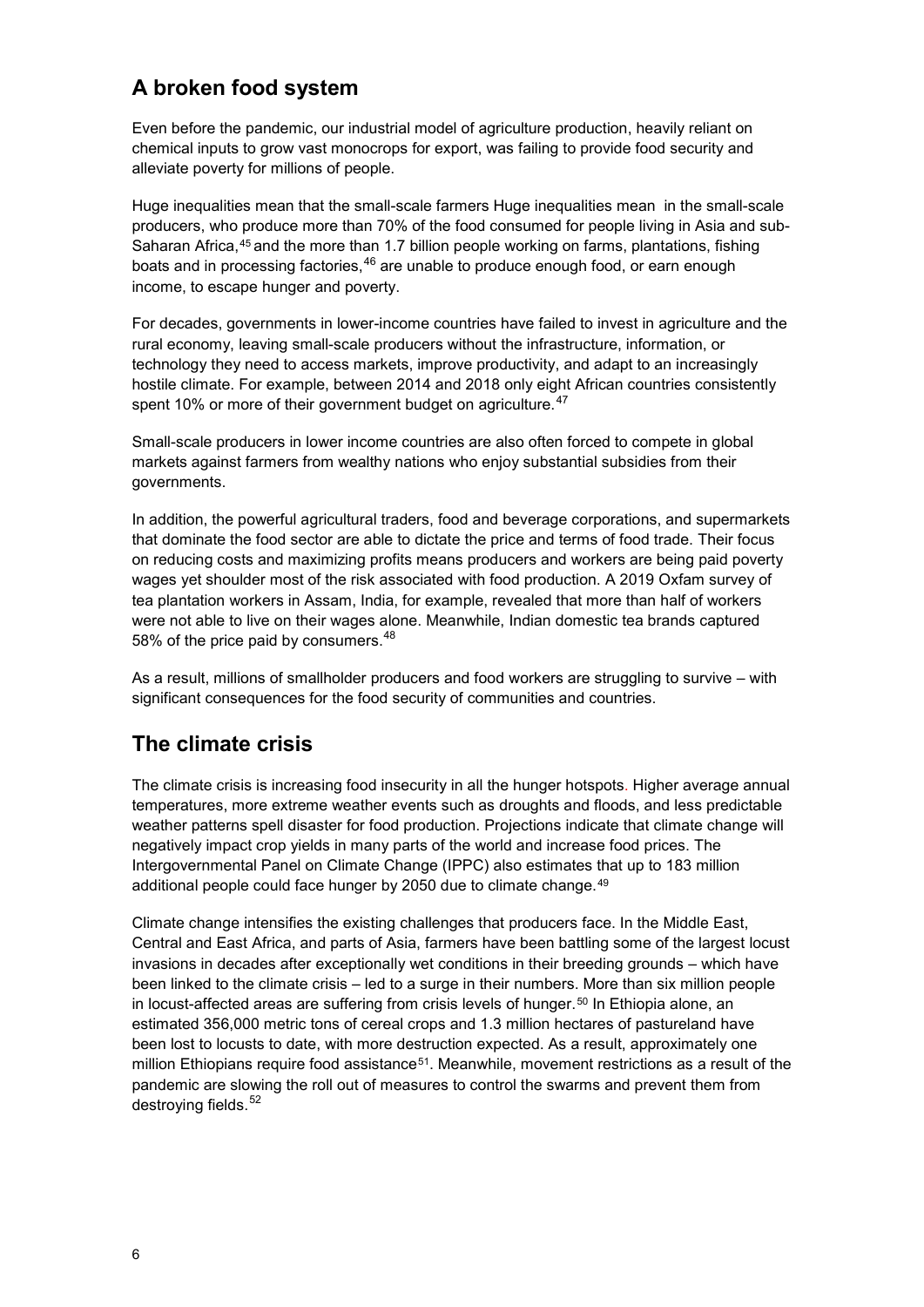## A broken food system

Even before the pandemic, our industrial model of agriculture production, heavily reliant on chemical inputs to grow vast monocrops for export, was failing to provide food security and alleviate poverty for millions of people.

Huge inequalities mean that the small-scale farmers Huge inequalities mean in the small-scale producers, who produce more than 70% of the food consumed for people living in Asia and sub-Saharan Africa,[45] and the more than 1.7 billion people working on farms, plantations, fishing boats and in processing factories,[46] are unable to produce enough food, or earn enough income, to escape hunger and poverty.

For decades, governments in lower-income countries have failed to invest in agriculture and the rural economy, leaving small-scale producers without the infrastructure, information, or technology they need to access markets, improve productivity, and adapt to an increasingly hostile climate. For example, between 2014 and 2018 only eight African countries consistently spent 10% or more of their government budget on agriculture.[47]

Small-scale producers in lower income countries are also often forced to compete in global markets against farmers from wealthy nations who enjoy substantial subsidies from their governments.

In addition, the powerful agricultural traders, food and beverage corporations, and supermarkets that dominate the food sector are able to dictate the price and terms of food trade. Their focus on reducing costs and maximizing profits means producers and workers are being paid poverty wages yet shoulder most of the risk associated with food production. A 2019 Oxfam survey of tea plantation workers in Assam, India, for example, revealed that more than half of workers were not able to live on their wages alone. Meanwhile, Indian domestic tea brands captured 58% of the price paid by consumers.[48]

As a result, millions of smallholder producers and food workers are struggling to survive – with significant consequences for the food security of communities and countries.

## The climate crisis

The climate crisis is increasing food insecurity in all the hunger hotspots. Higher average annual temperatures, more extreme weather events such as droughts and floods, and less predictable weather patterns spell disaster for food production. Projections indicate that climate change will negatively impact crop yields in many parts of the world and increase food prices. The Intergovernmental Panel on Climate Change (IPPC) also estimates that up to 183 million additional people could face hunger by 2050 due to climate change.[49]

Climate change intensifies the existing challenges that producers face. In the Middle East, Central and East Africa, and parts of Asia, farmers have been battling some of the largest locust invasions in decades after exceptionally wet conditions in their breeding grounds – which have been linked to the climate crisis – led to a surge in their numbers. More than six million people in locust-affected areas are suffering from crisis levels of hunger.[50] In Ethiopia alone, an estimated 356,000 metric tons of cereal crops and 1.3 million hectares of pastureland have been lost to locusts to date, with more destruction expected. As a result, approximately one million Ethiopians require food assistance[51]. Meanwhile, movement restrictions as a result of the pandemic are slowing the roll out of measures to control the swarms and prevent them from destroying fields.[52]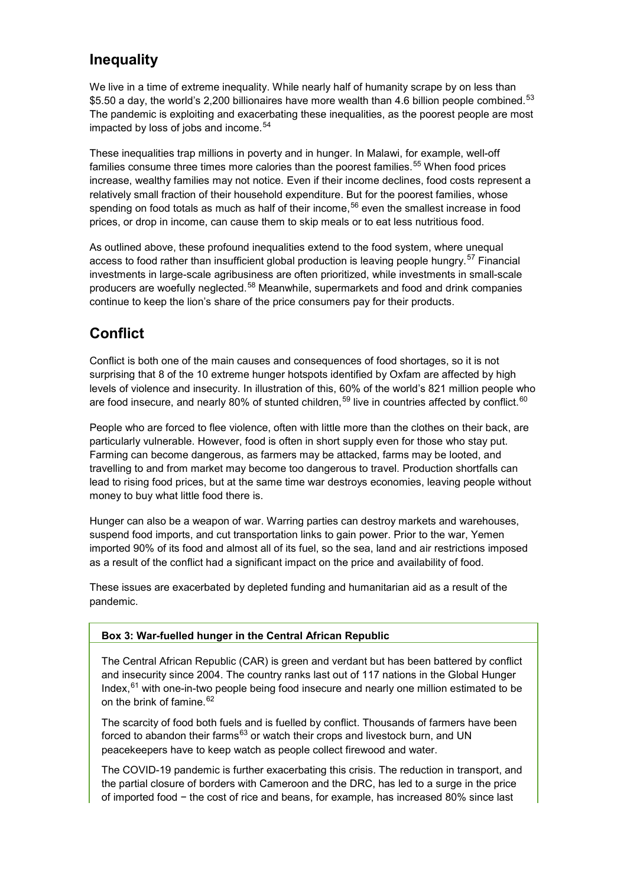## Inequality

We live in a time of extreme inequality. While nearly half of humanity scrape by on less than \$5.50 a day, the world's 2,200 billionaires have more wealth than 4.6 billion people combined.[53] The pandemic is exploiting and exacerbating these inequalities, as the poorest people are most impacted by loss of jobs and income.[54]

These inequalities trap millions in poverty and in hunger. In Malawi, for example, well-off families consume three times more calories than the poorest families.[55] When food prices increase, wealthy families may not notice. Even if their income declines, food costs represent a relatively small fraction of their household expenditure. But for the poorest families, whose spending on food totals as much as half of their income,[56] even the smallest increase in food prices, or drop in income, can cause them to skip meals or to eat less nutritious food.

As outlined above, these profound inequalities extend to the food system, where unequal access to food rather than insufficient global production is leaving people hungry.[57] Financial investments in large-scale agribusiness are often prioritized, while investments in small-scale producers are woefully neglected.[58] Meanwhile, supermarkets and food and drink companies continue to keep the lion's share of the price consumers pay for their products.

## Conflict

Conflict is both one of the main causes and consequences of food shortages, so it is not surprising that 8 of the 10 extreme hunger hotspots identified by Oxfam are affected by high levels of violence and insecurity. In illustration of this, 60% of the world's 821 million people who are food insecure, and nearly 80% of stunted children,[59] live in countries affected by conflict.[60]

People who are forced to flee violence, often with little more than the clothes on their back, are particularly vulnerable. However, food is often in short supply even for those who stay put. Farming can become dangerous, as farmers may be attacked, farms may be looted, and travelling to and from market may become too dangerous to travel. Production shortfalls can lead to rising food prices, but at the same time war destroys economies, leaving people without money to buy what little food there is.

Hunger can also be a weapon of war. Warring parties can destroy markets and warehouses, suspend food imports, and cut transportation links to gain power. Prior to the war, Yemen imported 90% of its food and almost all of its fuel, so the sea, land and air restrictions imposed as a result of the conflict had a significant impact on the price and availability of food.

These issues are exacerbated by depleted funding and humanitarian aid as a result of the pandemic.

**Box 3: War-fuelled hunger in the Central African Republic**

The Central African Republic (CAR) is green and verdant but has been battered by conflict and insecurity since 2004. The country ranks last out of 117 nations in the Global Hunger Index,[61] with one-in-two people being food insecure and nearly one million estimated to be on the brink of famine.[62]

The scarcity of food both fuels and is fuelled by conflict. Thousands of farmers have been forced to abandon their farms[63] or watch their crops and livestock burn, and UN peacekeepers have to keep watch as people collect firewood and water.

The COVID-19 pandemic is further exacerbating this crisis. The reduction in transport, and the partial closure of borders with Cameroon and the DRC, has led to a surge in the price of imported food − the cost of rice and beans, for example, has increased 80% since last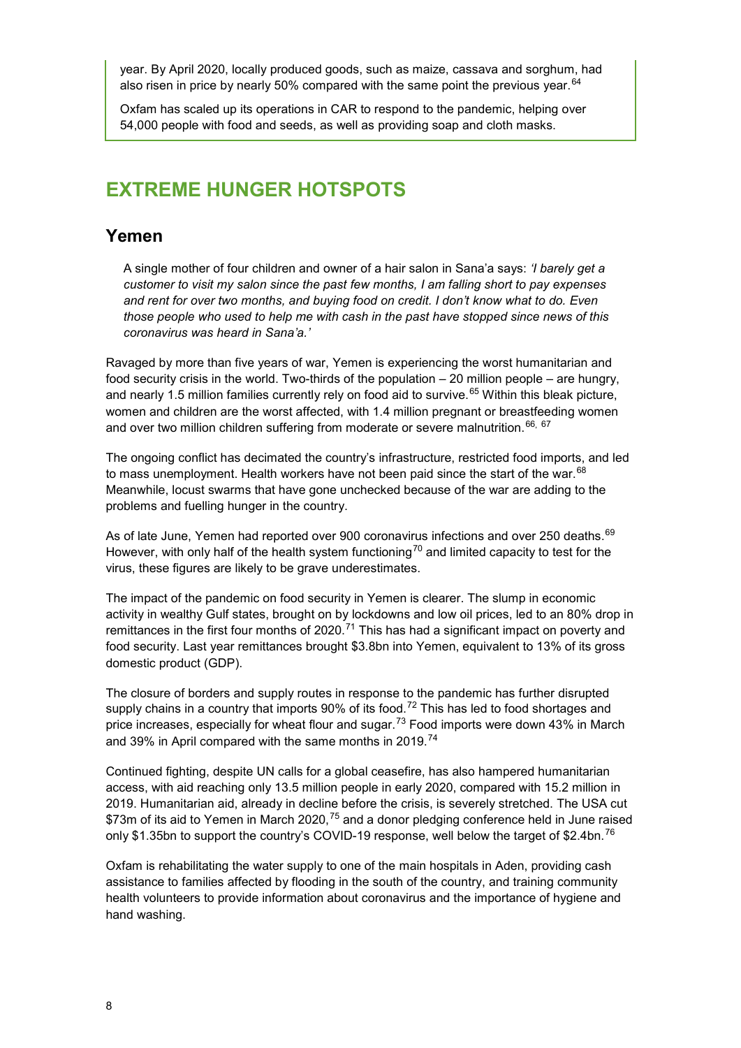year. By April 2020, locally produced goods, such as maize, cassava and sorghum, had also risen in price by nearly 50% compared with the same point the previous year.[64]

Oxfam has scaled up its operations in CAR to respond to the pandemic, helping over 54,000 people with food and seeds, as well as providing soap and cloth masks.

# EXTREME HUNGER HOTSPOTS

## Yemen

> A single mother of four children and owner of a hair salon in Sana'a says: *'I barely get a customer to visit my salon since the past few months, I am falling short to pay expenses and rent for over two months, and buying food on credit. I don't know what to do. Even those people who used to help me with cash in the past have stopped since news of this coronavirus was heard in Sana'a.'*

Ravaged by more than five years of war, Yemen is experiencing the worst humanitarian and food security crisis in the world. Two-thirds of the population – 20 million people – are hungry, and nearly 1.5 million families currently rely on food aid to survive.[65] Within this bleak picture, women and children are the worst affected, with 1.4 million pregnant or breastfeeding women and over two million children suffering from moderate or severe malnutrition.[66, 67]

The ongoing conflict has decimated the country's infrastructure, restricted food imports, and led to mass unemployment. Health workers have not been paid since the start of the war.[68] Meanwhile, locust swarms that have gone unchecked because of the war are adding to the problems and fuelling hunger in the country.

As of late June, Yemen had reported over 900 coronavirus infections and over 250 deaths.[69] However, with only half of the health system functioning[70] and limited capacity to test for the virus, these figures are likely to be grave underestimates.

The impact of the pandemic on food security in Yemen is clearer. The slump in economic activity in wealthy Gulf states, brought on by lockdowns and low oil prices, led to an 80% drop in remittances in the first four months of 2020.[71] This has had a significant impact on poverty and food security. Last year remittances brought $3.8bn into Yemen, equivalent to 13% of its gross domestic product (GDP).

The closure of borders and supply routes in response to the pandemic has further disrupted supply chains in a country that imports 90% of its food.[72] This has led to food shortages and price increases, especially for wheat flour and sugar.[73] Food imports were down 43% in March and 39% in April compared with the same months in 2019.[74]

Continued fighting, despite UN calls for a global ceasefire, has also hampered humanitarian access, with aid reaching only 13.5 million people in early 2020, compared with 15.2 million in 2019. Humanitarian aid, already in decline before the crisis, is severely stretched. The USA cut $73m of its aid to Yemen in March 2020,[75] and a donor pledging conference held in June raised only $1.35bn to support the country's COVID-19 response, well below the target of $2.4bn.[76]

Oxfam is rehabilitating the water supply to one of the main hospitals in Aden, providing cash assistance to families affected by flooding in the south of the country, and training community health volunteers to provide information about coronavirus and the importance of hygiene and hand washing.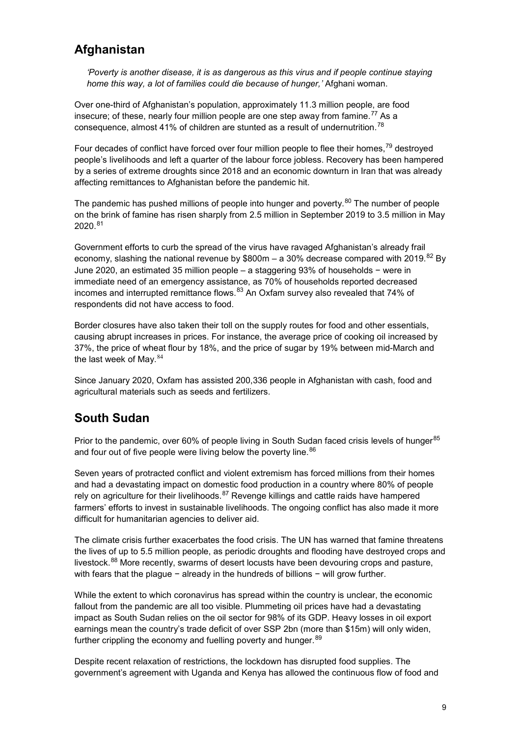## Afghanistan

*'Poverty is another disease, it is as dangerous as this virus and if people continue staying home this way, a lot of families could die because of hunger,'* Afghani woman.

Over one-third of Afghanistan's population, approximately 11.3 million people, are food insecure; of these, nearly four million people are one step away from famine.[77] As a consequence, almost 41% of children are stunted as a result of undernutrition.[78]

Four decades of conflict have forced over four million people to flee their homes,[79] destroyed people's livelihoods and left a quarter of the labour force jobless. Recovery has been hampered by a series of extreme droughts since 2018 and an economic downturn in Iran that was already affecting remittances to Afghanistan before the pandemic hit.

The pandemic has pushed millions of people into hunger and poverty.[80] The number of people on the brink of famine has risen sharply from 2.5 million in September 2019 to 3.5 million in May 2020.[81]

Government efforts to curb the spread of the virus have ravaged Afghanistan's already frail economy, slashing the national revenue by $800m – a 30% decrease compared with 2019.[82] By June 2020, an estimated 35 million people – a staggering 93% of households − were in immediate need of an emergency assistance, as 70% of households reported decreased incomes and interrupted remittance flows.[83] An Oxfam survey also revealed that 74% of respondents did not have access to food.

Border closures have also taken their toll on the supply routes for food and other essentials, causing abrupt increases in prices. For instance, the average price of cooking oil increased by 37%, the price of wheat flour by 18%, and the price of sugar by 19% between mid-March and the last week of May.[84]

Since January 2020, Oxfam has assisted 200,336 people in Afghanistan with cash, food and agricultural materials such as seeds and fertilizers.

## South Sudan

Prior to the pandemic, over 60% of people living in South Sudan faced crisis levels of hunger[85] and four out of five people were living below the poverty line.[86]

Seven years of protracted conflict and violent extremism has forced millions from their homes and had a devastating impact on domestic food production in a country where 80% of people rely on agriculture for their livelihoods.[87] Revenge killings and cattle raids have hampered farmers' efforts to invest in sustainable livelihoods. The ongoing conflict has also made it more difficult for humanitarian agencies to deliver aid.

The climate crisis further exacerbates the food crisis. The UN has warned that famine threatens the lives of up to 5.5 million people, as periodic droughts and flooding have destroyed crops and livestock.[88] More recently, swarms of desert locusts have been devouring crops and pasture, with fears that the plague − already in the hundreds of billions − will grow further.

While the extent to which coronavirus has spread within the country is unclear, the economic fallout from the pandemic are all too visible. Plummeting oil prices have had a devastating impact as South Sudan relies on the oil sector for 98% of its GDP. Heavy losses in oil export earnings mean the country's trade deficit of over SSP 2bn (more than $15m) will only widen, further crippling the economy and fuelling poverty and hunger.[89]

Despite recent relaxation of restrictions, the lockdown has disrupted food supplies. The government's agreement with Uganda and Kenya has allowed the continuous flow of food and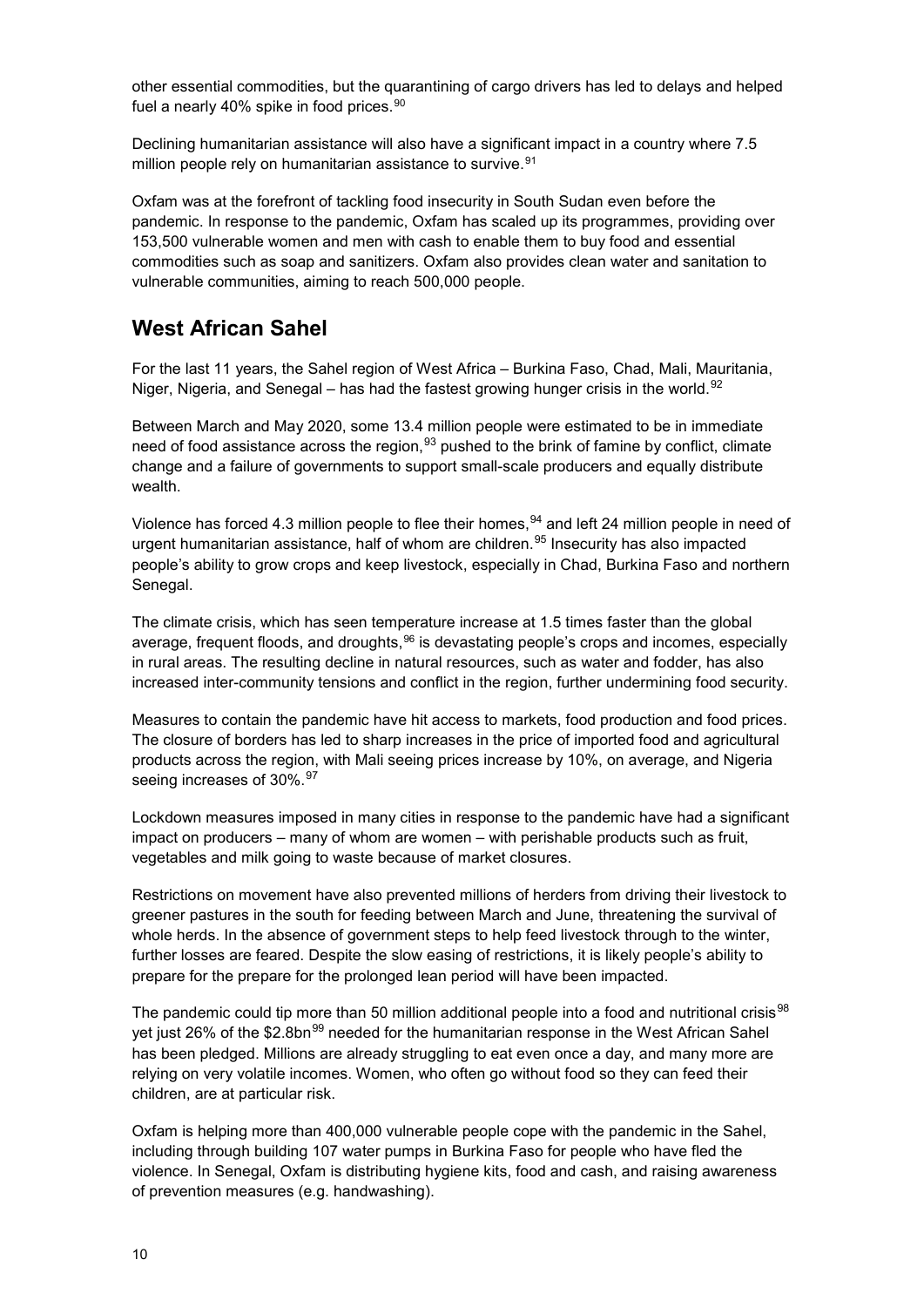other essential commodities, but the quarantining of cargo drivers has led to delays and helped fuel a nearly 40% spike in food prices.[90]

Declining humanitarian assistance will also have a significant impact in a country where 7.5 million people rely on humanitarian assistance to survive.[91]

Oxfam was at the forefront of tackling food insecurity in South Sudan even before the pandemic. In response to the pandemic, Oxfam has scaled up its programmes, providing over 153,500 vulnerable women and men with cash to enable them to buy food and essential commodities such as soap and sanitizers. Oxfam also provides clean water and sanitation to vulnerable communities, aiming to reach 500,000 people.

## West African Sahel

For the last 11 years, the Sahel region of West Africa – Burkina Faso, Chad, Mali, Mauritania, Niger, Nigeria, and Senegal – has had the fastest growing hunger crisis in the world.[92]

Between March and May 2020, some 13.4 million people were estimated to be in immediate need of food assistance across the region,[93] pushed to the brink of famine by conflict, climate change and a failure of governments to support small-scale producers and equally distribute wealth.

Violence has forced 4.3 million people to flee their homes,[94] and left 24 million people in need of urgent humanitarian assistance, half of whom are children.[95] Insecurity has also impacted people's ability to grow crops and keep livestock, especially in Chad, Burkina Faso and northern Senegal.

The climate crisis, which has seen temperature increase at 1.5 times faster than the global average, frequent floods, and droughts,[96] is devastating people's crops and incomes, especially in rural areas. The resulting decline in natural resources, such as water and fodder, has also increased inter-community tensions and conflict in the region, further undermining food security.

Measures to contain the pandemic have hit access to markets, food production and food prices. The closure of borders has led to sharp increases in the price of imported food and agricultural products across the region, with Mali seeing prices increase by 10%, on average, and Nigeria seeing increases of 30%.[97]

Lockdown measures imposed in many cities in response to the pandemic have had a significant impact on producers – many of whom are women – with perishable products such as fruit, vegetables and milk going to waste because of market closures.

Restrictions on movement have also prevented millions of herders from driving their livestock to greener pastures in the south for feeding between March and June, threatening the survival of whole herds. In the absence of government steps to help feed livestock through to the winter, further losses are feared. Despite the slow easing of restrictions, it is likely people's ability to prepare for the prepare for the prolonged lean period will have been impacted.

The pandemic could tip more than 50 million additional people into a food and nutritional crisis[98] yet just 26% of the $2.8bn[99] needed for the humanitarian response in the West African Sahel has been pledged. Millions are already struggling to eat even once a day, and many more are relying on very volatile incomes. Women, who often go without food so they can feed their children, are at particular risk.

Oxfam is helping more than 400,000 vulnerable people cope with the pandemic in the Sahel, including through building 107 water pumps in Burkina Faso for people who have fled the violence. In Senegal, Oxfam is distributing hygiene kits, food and cash, and raising awareness of prevention measures (e.g. handwashing).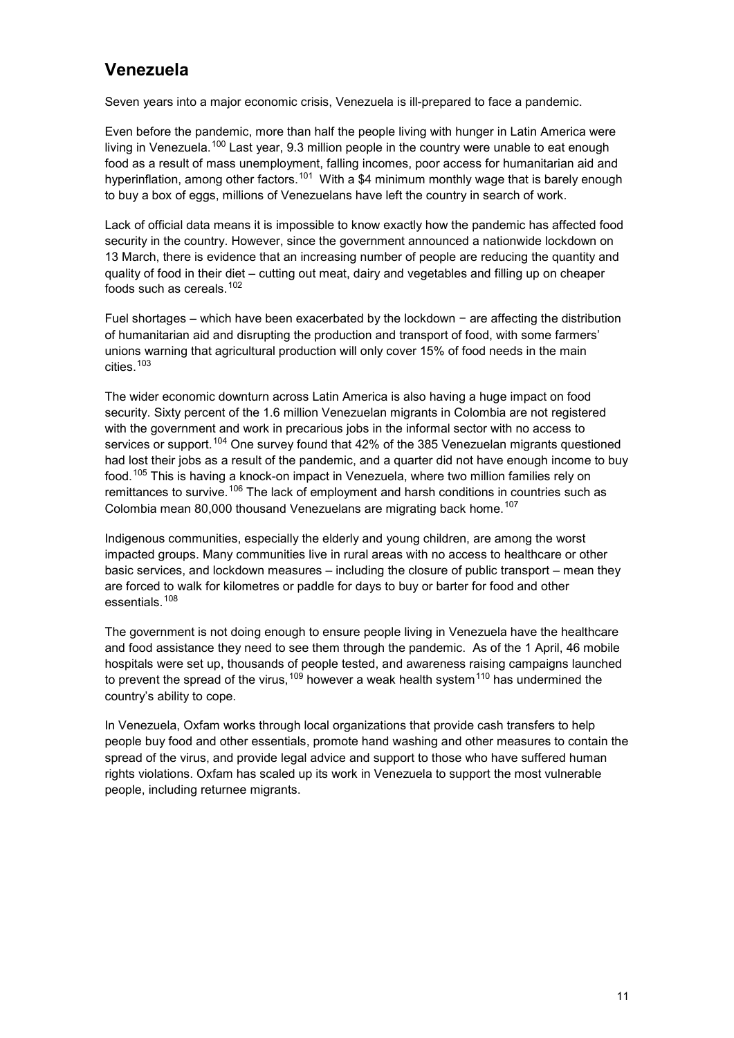## Venezuela

Seven years into a major economic crisis, Venezuela is ill-prepared to face a pandemic.

Even before the pandemic, more than half the people living with hunger in Latin America were living in Venezuela.[100] Last year, 9.3 million people in the country were unable to eat enough food as a result of mass unemployment, falling incomes, poor access for humanitarian aid and hyperinflation, among other factors.[101] With a $4 minimum monthly wage that is barely enough to buy a box of eggs, millions of Venezuelans have left the country in search of work.

Lack of official data means it is impossible to know exactly how the pandemic has affected food security in the country. However, since the government announced a nationwide lockdown on 13 March, there is evidence that an increasing number of people are reducing the quantity and quality of food in their diet – cutting out meat, dairy and vegetables and filling up on cheaper foods such as cereals.[102]

Fuel shortages – which have been exacerbated by the lockdown − are affecting the distribution of humanitarian aid and disrupting the production and transport of food, with some farmers' unions warning that agricultural production will only cover 15% of food needs in the main cities.[103]

The wider economic downturn across Latin America is also having a huge impact on food security. Sixty percent of the 1.6 million Venezuelan migrants in Colombia are not registered with the government and work in precarious jobs in the informal sector with no access to services or support.[104] One survey found that 42% of the 385 Venezuelan migrants questioned had lost their jobs as a result of the pandemic, and a quarter did not have enough income to buy food.[105] This is having a knock-on impact in Venezuela, where two million families rely on remittances to survive.[106] The lack of employment and harsh conditions in countries such as Colombia mean 80,000 thousand Venezuelans are migrating back home.[107]

Indigenous communities, especially the elderly and young children, are among the worst impacted groups. Many communities live in rural areas with no access to healthcare or other basic services, and lockdown measures – including the closure of public transport – mean they are forced to walk for kilometres or paddle for days to buy or barter for food and other essentials.[108]

The government is not doing enough to ensure people living in Venezuela have the healthcare and food assistance they need to see them through the pandemic. As of the 1 April, 46 mobile hospitals were set up, thousands of people tested, and awareness raising campaigns launched to prevent the spread of the virus,[109] however a weak health system[110] has undermined the country's ability to cope.

In Venezuela, Oxfam works through local organizations that provide cash transfers to help people buy food and other essentials, promote hand washing and other measures to contain the spread of the virus, and provide legal advice and support to those who have suffered human rights violations. Oxfam has scaled up its work in Venezuela to support the most vulnerable people, including returnee migrants.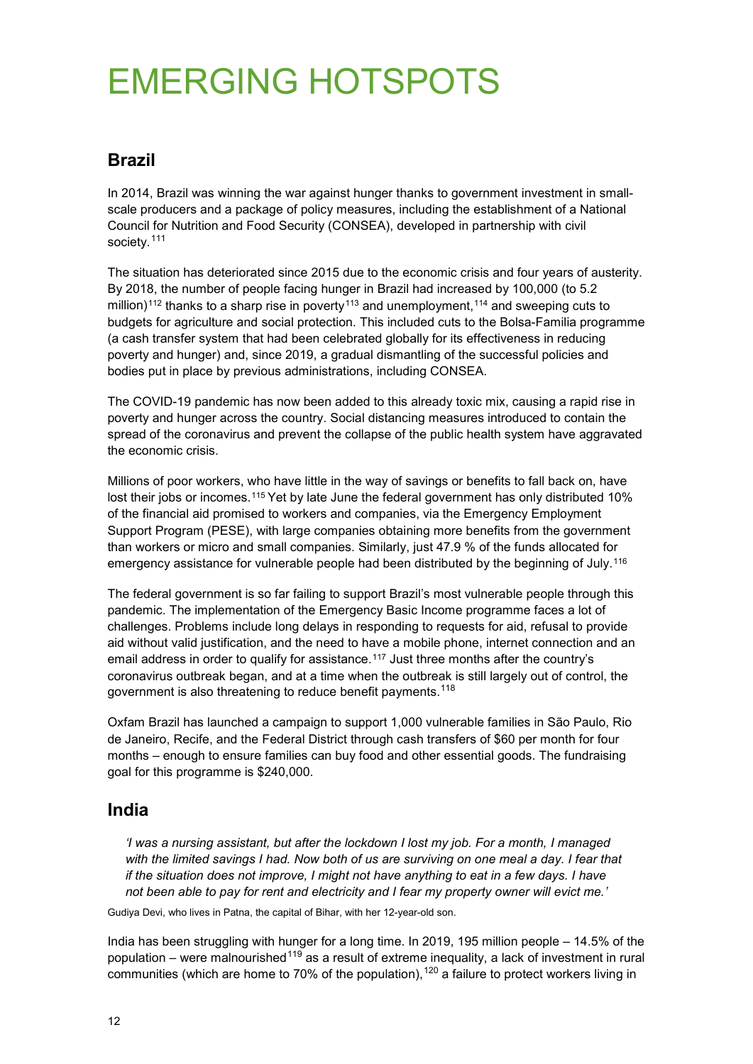# EMERGING HOTSPOTS

## Brazil

In 2014, Brazil was winning the war against hunger thanks to government investment in small-scale producers and a package of policy measures, including the establishment of a National Council for Nutrition and Food Security (CONSEA), developed in partnership with civil society.[111]

The situation has deteriorated since 2015 due to the economic crisis and four years of austerity. By 2018, the number of people facing hunger in Brazil had increased by 100,000 (to 5.2 million)[112] thanks to a sharp rise in poverty[113] and unemployment,[114] and sweeping cuts to budgets for agriculture and social protection. This included cuts to the Bolsa-Familia programme (a cash transfer system that had been celebrated globally for its effectiveness in reducing poverty and hunger) and, since 2019, a gradual dismantling of the successful policies and bodies put in place by previous administrations, including CONSEA.

The COVID-19 pandemic has now been added to this already toxic mix, causing a rapid rise in poverty and hunger across the country. Social distancing measures introduced to contain the spread of the coronavirus and prevent the collapse of the public health system have aggravated the economic crisis.

Millions of poor workers, who have little in the way of savings or benefits to fall back on, have lost their jobs or incomes.[115] Yet by late June the federal government has only distributed 10% of the financial aid promised to workers and companies, via the Emergency Employment Support Program (PESE), with large companies obtaining more benefits from the government than workers or micro and small companies. Similarly, just 47.9 % of the funds allocated for emergency assistance for vulnerable people had been distributed by the beginning of July.[116]

The federal government is so far failing to support Brazil's most vulnerable people through this pandemic. The implementation of the Emergency Basic Income programme faces a lot of challenges. Problems include long delays in responding to requests for aid, refusal to provide aid without valid justification, and the need to have a mobile phone, internet connection and an email address in order to qualify for assistance.[117] Just three months after the country's coronavirus outbreak began, and at a time when the outbreak is still largely out of control, the government is also threatening to reduce benefit payments.[118]

Oxfam Brazil has launched a campaign to support 1,000 vulnerable families in São Paulo, Rio de Janeiro, Recife, and the Federal District through cash transfers of $60 per month for four months – enough to ensure families can buy food and other essential goods. The fundraising goal for this programme is $240,000.

## India

*'I was a nursing assistant, but after the lockdown I lost my job. For a month, I managed with the limited savings I had. Now both of us are surviving on one meal a day. I fear that if the situation does not improve, I might not have anything to eat in a few days. I have not been able to pay for rent and electricity and I fear my property owner will evict me.'*

Gudiya Devi, who lives in Patna, the capital of Bihar, with her 12-year-old son.

India has been struggling with hunger for a long time. In 2019, 195 million people – 14.5% of the population – were malnourished[119] as a result of extreme inequality, a lack of investment in rural communities (which are home to 70% of the population),[120] a failure to protect workers living in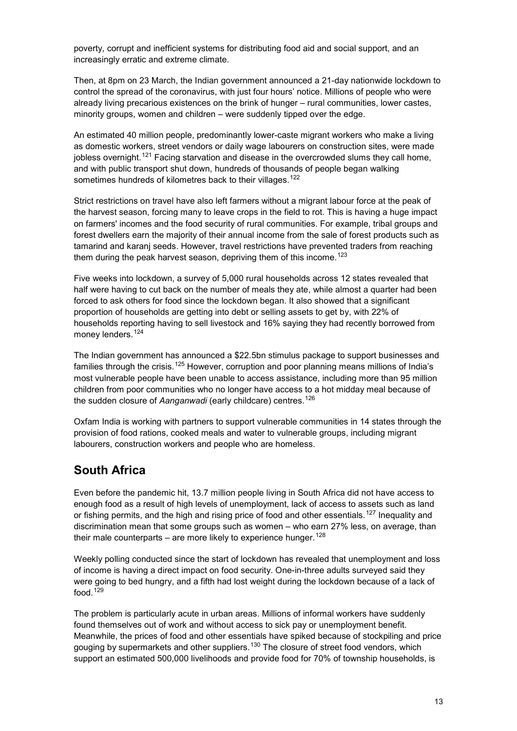poverty, corrupt and inefficient systems for distributing food aid and social support, and an increasingly erratic and extreme climate.

Then, at 8pm on 23 March, the Indian government announced a 21-day nationwide lockdown to control the spread of the coronavirus, with just four hours' notice. Millions of people who were already living precarious existences on the brink of hunger – rural communities, lower castes, minority groups, women and children – were suddenly tipped over the edge.

An estimated 40 million people, predominantly lower-caste migrant workers who make a living as domestic workers, street vendors or daily wage labourers on construction sites, were made jobless overnight.[121] Facing starvation and disease in the overcrowded slums they call home, and with public transport shut down, hundreds of thousands of people began walking sometimes hundreds of kilometres back to their villages.[122]

Strict restrictions on travel have also left farmers without a migrant labour force at the peak of the harvest season, forcing many to leave crops in the field to rot. This is having a huge impact on farmers' incomes and the food security of rural communities. For example, tribal groups and forest dwellers earn the majority of their annual income from the sale of forest products such as tamarind and karanj seeds. However, travel restrictions have prevented traders from reaching them during the peak harvest season, depriving them of this income.[123]

Five weeks into lockdown, a survey of 5,000 rural households across 12 states revealed that half were having to cut back on the number of meals they ate, while almost a quarter had been forced to ask others for food since the lockdown began. It also showed that a significant proportion of households are getting into debt or selling assets to get by, with 22% of households reporting having to sell livestock and 16% saying they had recently borrowed from money lenders.[124]

The Indian government has announced a \$22.5bn stimulus package to support businesses and families through the crisis.[125] However, corruption and poor planning means millions of India's most vulnerable people have been unable to access assistance, including more than 95 million children from poor communities who no longer have access to a hot midday meal because of the sudden closure of *Aanganwadi* (early childcare) centres.[126]

Oxfam India is working with partners to support vulnerable communities in 14 states through the provision of food rations, cooked meals and water to vulnerable groups, including migrant labourers, construction workers and people who are homeless.

## South Africa

Even before the pandemic hit, 13.7 million people living in South Africa did not have access to enough food as a result of high levels of unemployment, lack of access to assets such as land or fishing permits, and the high and rising price of food and other essentials.[127] Inequality and discrimination mean that some groups such as women – who earn 27% less, on average, than their male counterparts – are more likely to experience hunger.[128]

Weekly polling conducted since the start of lockdown has revealed that unemployment and loss of income is having a direct impact on food security. One-in-three adults surveyed said they were going to bed hungry, and a fifth had lost weight during the lockdown because of a lack of food.[129]

The problem is particularly acute in urban areas. Millions of informal workers have suddenly found themselves out of work and without access to sick pay or unemployment benefit. Meanwhile, the prices of food and other essentials have spiked because of stockpiling and price gouging by supermarkets and other suppliers.[130] The closure of street food vendors, which support an estimated 500,000 livelihoods and provide food for 70% of township households, is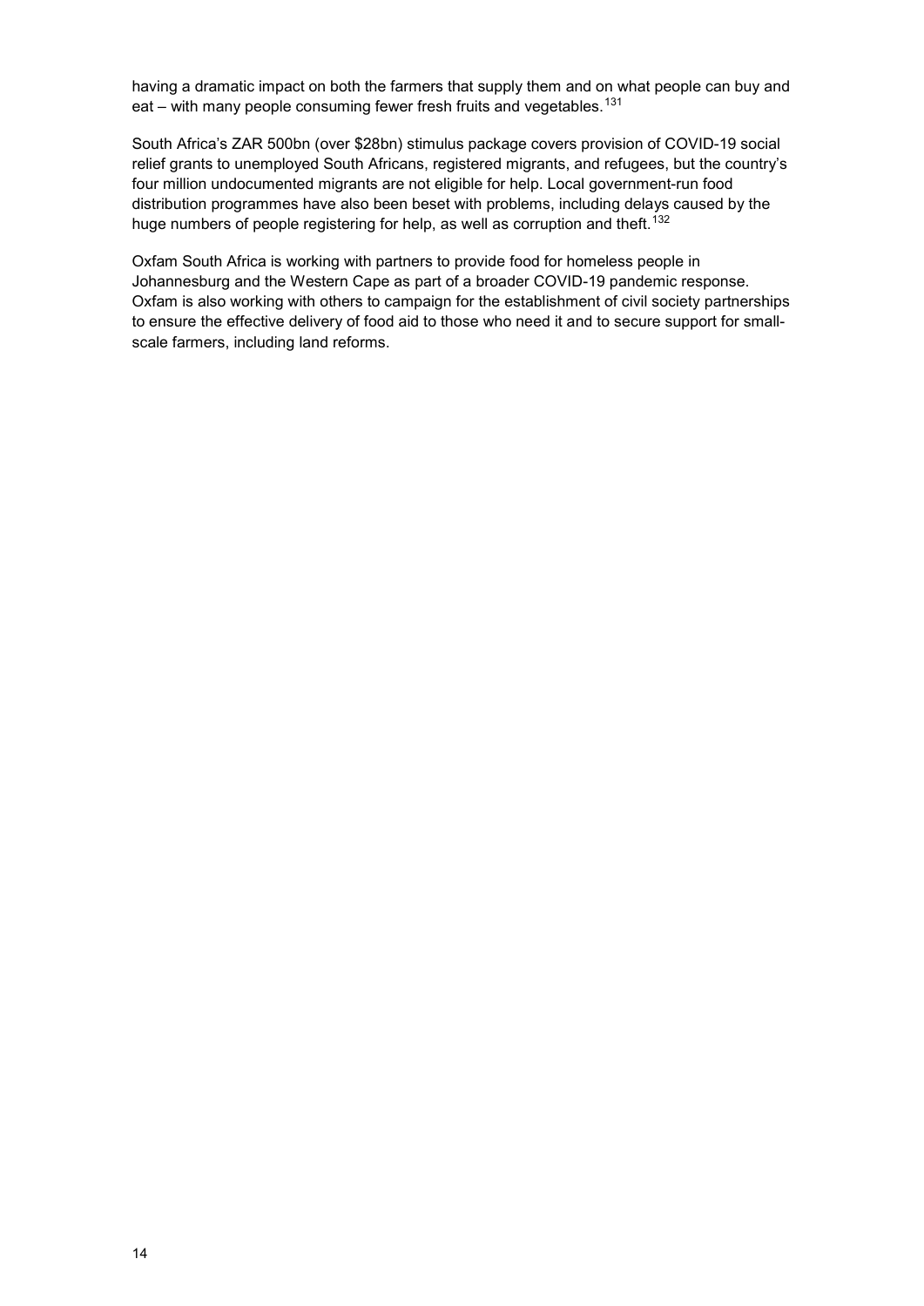having a dramatic impact on both the farmers that supply them and on what people can buy and eat – with many people consuming fewer fresh fruits and vegetables.[131]

South Africa's ZAR 500bn (over $28bn) stimulus package covers provision of COVID-19 social relief grants to unemployed South Africans, registered migrants, and refugees, but the country's four million undocumented migrants are not eligible for help. Local government-run food distribution programmes have also been beset with problems, including delays caused by the huge numbers of people registering for help, as well as corruption and theft.[132]

Oxfam South Africa is working with partners to provide food for homeless people in Johannesburg and the Western Cape as part of a broader COVID-19 pandemic response. Oxfam is also working with others to campaign for the establishment of civil society partnerships to ensure the effective delivery of food aid to those who need it and to secure support for small-scale farmers, including land reforms.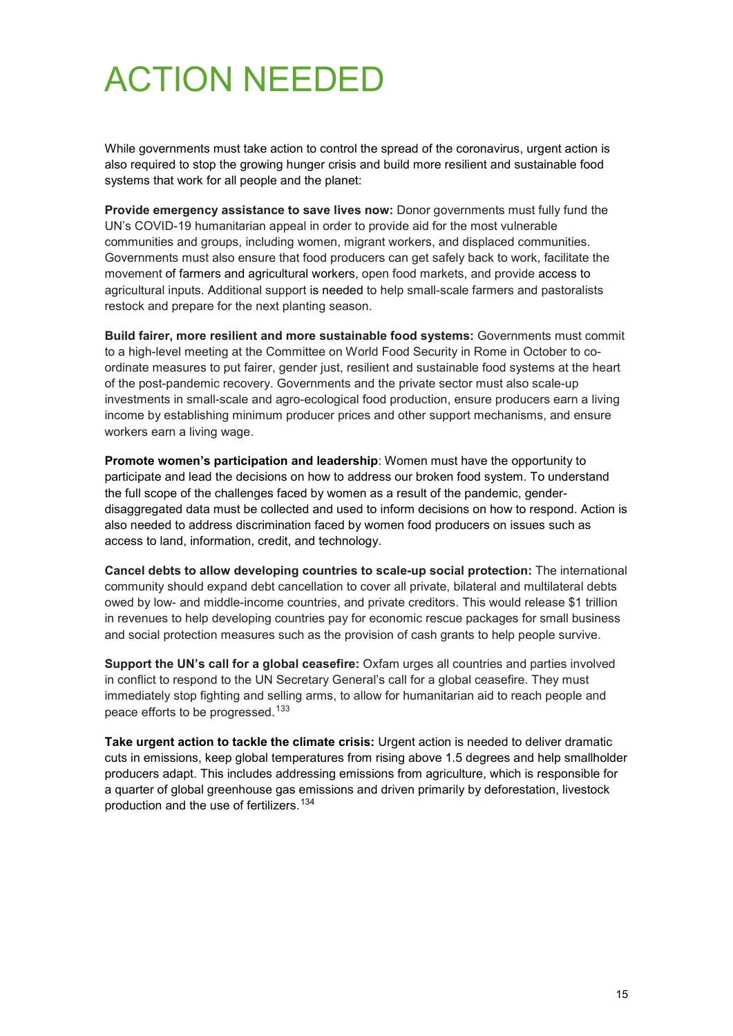# ACTION NEEDED

While governments must take action to control the spread of the coronavirus, urgent action is also required to stop the growing hunger crisis and build more resilient and sustainable food systems that work for all people and the planet:

**Provide emergency assistance to save lives now:** Donor governments must fully fund the UN's COVID-19 humanitarian appeal in order to provide aid for the most vulnerable communities and groups, including women, migrant workers, and displaced communities. Governments must also ensure that food producers can get safely back to work, facilitate the movement of farmers and agricultural workers, open food markets, and provide access to agricultural inputs. Additional support is needed to help small-scale farmers and pastoralists restock and prepare for the next planting season.

**Build fairer, more resilient and more sustainable food systems:** Governments must commit to a high-level meeting at the Committee on World Food Security in Rome in October to co-ordinate measures to put fairer, gender just, resilient and sustainable food systems at the heart of the post-pandemic recovery. Governments and the private sector must also scale-up investments in small-scale and agro-ecological food production, ensure producers earn a living income by establishing minimum producer prices and other support mechanisms, and ensure workers earn a living wage.

**Promote women's participation and leadership**: Women must have the opportunity to participate and lead the decisions on how to address our broken food system. To understand the full scope of the challenges faced by women as a result of the pandemic, gender-disaggregated data must be collected and used to inform decisions on how to respond. Action is also needed to address discrimination faced by women food producers on issues such as access to land, information, credit, and technology.

**Cancel debts to allow developing countries to scale-up social protection:** The international community should expand debt cancellation to cover all private, bilateral and multilateral debts owed by low- and middle-income countries, and private creditors. This would release $1 trillion in revenues to help developing countries pay for economic rescue packages for small business and social protection measures such as the provision of cash grants to help people survive.

**Support the UN's call for a global ceasefire:** Oxfam urges all countries and parties involved in conflict to respond to the UN Secretary General's call for a global ceasefire. They must immediately stop fighting and selling arms, to allow for humanitarian aid to reach people and peace efforts to be progressed.[133]

**Take urgent action to tackle the climate crisis:** Urgent action is needed to deliver dramatic cuts in emissions, keep global temperatures from rising above 1.5 degrees and help smallholder producers adapt. This includes addressing emissions from agriculture, which is responsible for a quarter of global greenhouse gas emissions and driven primarily by deforestation, livestock production and the use of fertilizers.[134]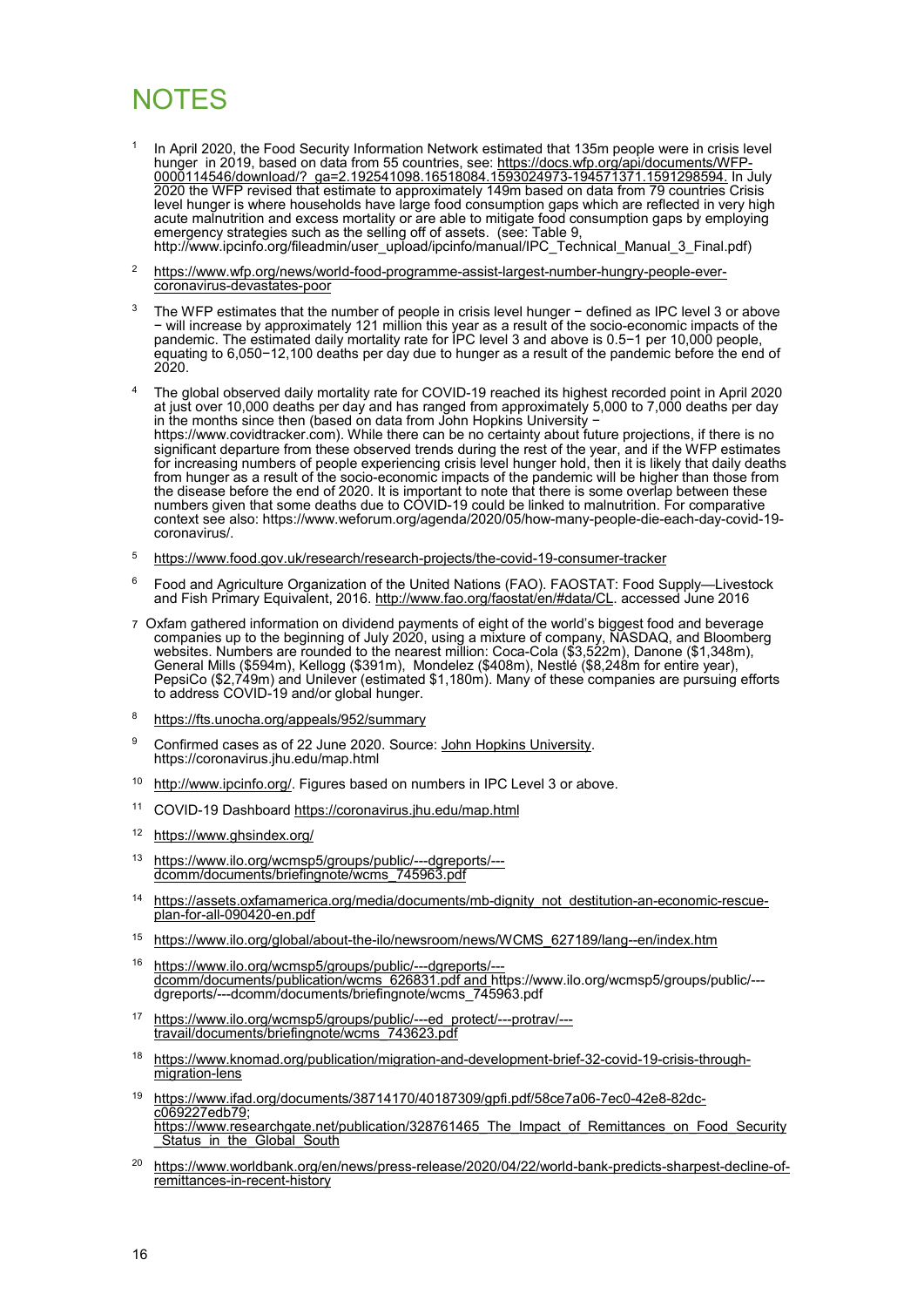# NOTES

1. In April 2020, the Food Security Information Network estimated that 135m people were in crisis level hunger in 2019, based on data from 55 countries, see: https://docs.wfp.org/api/documents/WFP-0000114546/download/?_ga=2.192541098.16518084.1593024973-194571371.1591298594. In July 2020 the WFP revised that estimate to approximately 149m based on data from 79 countries Crisis level hunger is where households have large food consumption gaps which are reflected in very high acute malnutrition and excess mortality or are able to mitigate food consumption gaps by employing emergency strategies such as the selling off of assets. (see: Table 9, http://www.ipcinfo.org/fileadmin/user_upload/ipcinfo/manual/IPC_Technical_Manual_3_Final.pdf)

2. https://www.wfp.org/news/world-food-programme-assist-largest-number-hungry-people-ever-coronavirus-devastates-poor

3. The WFP estimates that the number of people in crisis level hunger − defined as IPC level 3 or above − will increase by approximately 121 million this year as a result of the socio-economic impacts of the pandemic. The estimated daily mortality rate for IPC level 3 and above is 0.5−1 per 10,000 people, equating to 6,050−12,100 deaths per day due to hunger as a result of the pandemic before the end of 2020.

4. The global observed daily mortality rate for COVID-19 reached its highest recorded point in April 2020 at just over 10,000 deaths per day and has ranged from approximately 5,000 to 7,000 deaths per day in the months since then (based on data from John Hopkins University − https://www.covidtracker.com). While there can be no certainty about future projections, if there is no significant departure from these observed trends during the rest of the year, and if the WFP estimates for increasing numbers of people experiencing crisis level hunger hold, then it is likely that daily deaths from hunger as a result of the socio-economic impacts of the pandemic will be higher than those from the disease before the end of 2020. It is important to note that there is some overlap between these numbers given that some deaths due to COVID-19 could be linked to malnutrition. For comparative context see also: https://www.weforum.org/agenda/2020/05/how-many-people-die-each-day-covid-19-coronavirus/.

5. https://www.food.gov.uk/research/research-projects/the-covid-19-consumer-tracker

6. Food and Agriculture Organization of the United Nations (FAO). FAOSTAT: Food Supply—Livestock and Fish Primary Equivalent, 2016. http://www.fao.org/faostat/en/#data/CL. accessed June 2016

7. Oxfam gathered information on dividend payments of eight of the world's biggest food and beverage companies up to the beginning of July 2020, using a mixture of company, NASDAQ, and Bloomberg websites. Numbers are rounded to the nearest million: Coca-Cola ($3,522m), Danone ($1,348m), General Mills ($594m), Kellogg ($391m), Mondelez ($408m), Nestlé ($8,248m for entire year), PepsiCo ($2,749m) and Unilever (estimated $1,180m). Many of these companies are pursuing efforts to address COVID-19 and/or global hunger.

8. https://fts.unocha.org/appeals/952/summary

9. Confirmed cases as of 22 June 2020. Source: John Hopkins University. https://coronavirus.jhu.edu/map.html

10. http://www.ipcinfo.org/. Figures based on numbers in IPC Level 3 or above.

11. COVID-19 Dashboard https://coronavirus.jhu.edu/map.html

12. https://www.ghsindex.org/

13. https://www.ilo.org/wcmsp5/groups/public/---dgreports/---dcomm/documents/briefingnote/wcms_745963.pdf

14. https://assets.oxfamamerica.org/media/documents/mb-dignity_not_destitution-an-economic-rescue-plan-for-all-090420-en.pdf

15. https://www.ilo.org/global/about-the-ilo/newsroom/news/WCMS_627189/lang--en/index.htm

16. https://www.ilo.org/wcmsp5/groups/public/---dgreports/---dcomm/documents/publication/wcms_626831.pdf and https://www.ilo.org/wcmsp5/groups/public/---dgreports/---dcomm/documents/briefingnote/wcms_745963.pdf

17. https://www.ilo.org/wcmsp5/groups/public/---ed_protect/---protrav/---travail/documents/briefingnote/wcms_743623.pdf

18. https://www.knomad.org/publication/migration-and-development-brief-32-covid-19-crisis-through-migration-lens

19. https://www.ifad.org/documents/38714170/40187309/gpfi.pdf/58ce7a06-7ec0-42e8-82dc-c069227edb79; https://www.researchgate.net/publication/328761465_The_Impact_of_Remittances_on_Food_Security_Status_in_the_Global_South

20. https://www.worldbank.org/en/news/press-release/2020/04/22/world-bank-predicts-sharpest-decline-of-remittances-in-recent-history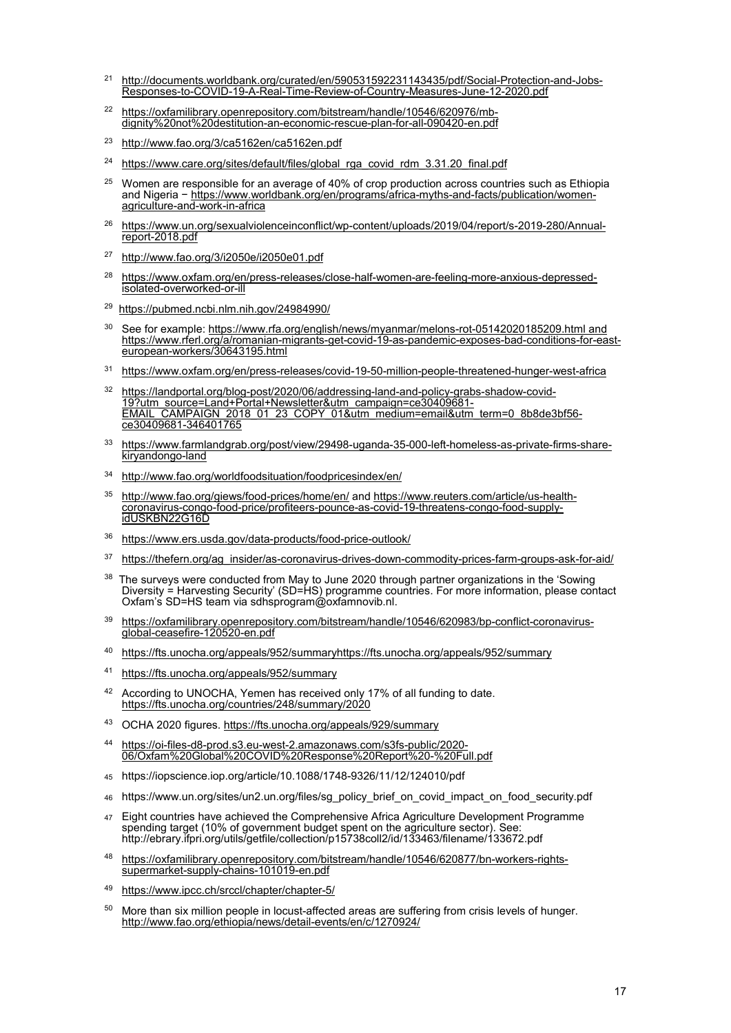[21] http://documents.worldbank.org/curated/en/590531592231143435/pdf/Social-Protection-and-Jobs-Responses-to-COVID-19-A-Real-Time-Review-of-Country-Measures-June-12-2020.pdf

[22] https://oxfamilibrary.openrepository.com/bitstream/handle/10546/620976/mb-dignity%20not%20destitution-an-economic-rescue-plan-for-all-090420-en.pdf

[23] http://www.fao.org/3/ca5162en/ca5162en.pdf

[24] https://www.care.org/sites/default/files/global_rga_covid_rdm_3.31.20_final.pdf

[25] Women are responsible for an average of 40% of crop production across countries such as Ethiopia and Nigeria − https://www.worldbank.org/en/programs/africa-myths-and-facts/publication/women-agriculture-and-work-in-africa

[26] https://www.un.org/sexualviolenceinconflict/wp-content/uploads/2019/04/report/s-2019-280/Annual-report-2018.pdf

[27] http://www.fao.org/3/i2050e/i2050e01.pdf

[28] https://www.oxfam.org/en/press-releases/close-half-women-are-feeling-more-anxious-depressed-isolated-overworked-or-ill

[29] https://pubmed.ncbi.nlm.nih.gov/24984990/

[30] See for example: https://www.rfa.org/english/news/myanmar/melons-rot-05142020185209.html and https://www.rferl.org/a/romanian-migrants-get-covid-19-as-pandemic-exposes-bad-conditions-for-east-european-workers/30643195.html

[31] https://www.oxfam.org/en/press-releases/covid-19-50-million-people-threatened-hunger-west-africa

[32] https://landportal.org/blog-post/2020/06/addressing-land-and-policy-grabs-shadow-covid-19?utm_source=Land+Portal+Newsletter&utm_campaign=ce30409681-EMAIL_CAMPAIGN_2018_01_23_COPY_01&utm_medium=email&utm_term=0_8b8de3bf56-ce30409681-346401765

[33] https://www.farmlandgrab.org/post/view/29498-uganda-35-000-left-homeless-as-private-firms-share-kiryandongo-land

[34] http://www.fao.org/worldfoodsituation/foodpricesindex/en/

[35] http://www.fao.org/giews/food-prices/home/en/ and https://www.reuters.com/article/us-health-coronavirus-congo-food-price/profiteers-pounce-as-covid-19-threatens-congo-food-supply-idUSKBN22G16D

[36] https://www.ers.usda.gov/data-products/food-price-outlook/

[37] https://thefern.org/ag_insider/as-coronavirus-drives-down-commodity-prices-farm-groups-ask-for-aid/

[38] The surveys were conducted from May to June 2020 through partner organizations in the 'Sowing Diversity = Harvesting Security' (SD=HS) programme countries. For more information, please contact Oxfam's SD=HS team via sdhsprogram@oxfamnovib.nl.

[39] https://oxfamilibrary.openrepository.com/bitstream/handle/10546/620983/bp-conflict-coronavirus-global-ceasefire-120520-en.pdf

[40] https://fts.unocha.org/appeals/952/summaryhttps://fts.unocha.org/appeals/952/summary

[41] https://fts.unocha.org/appeals/952/summary

[42] According to UNOCHA, Yemen has received only 17% of all funding to date. https://fts.unocha.org/countries/248/summary/2020

[43] OCHA 2020 figures. https://fts.unocha.org/appeals/929/summary

[44] https://oi-files-d8-prod.s3.eu-west-2.amazonaws.com/s3fs-public/2020-06/Oxfam%20Global%20COVID%20Response%20Report%20-%20Full.pdf

[45] https://iopscience.iop.org/article/10.1088/1748-9326/11/12/124010/pdf

[46] https://www.un.org/sites/un2.un.org/files/sg_policy_brief_on_covid_impact_on_food_security.pdf

[47] Eight countries have achieved the Comprehensive Africa Agriculture Development Programme spending target (10% of government budget spent on the agriculture sector). See: http://ebrary.ifpri.org/utils/getfile/collection/p15738coll2/id/133463/filename/133672.pdf

[48] https://oxfamilibrary.openrepository.com/bitstream/handle/10546/620877/bn-workers-rights-supermarket-supply-chains-101019-en.pdf

[49] https://www.ipcc.ch/srccl/chapter/chapter-5/

[50] More than six million people in locust-affected areas are suffering from crisis levels of hunger. http://www.fao.org/ethiopia/news/detail-events/en/c/1270924/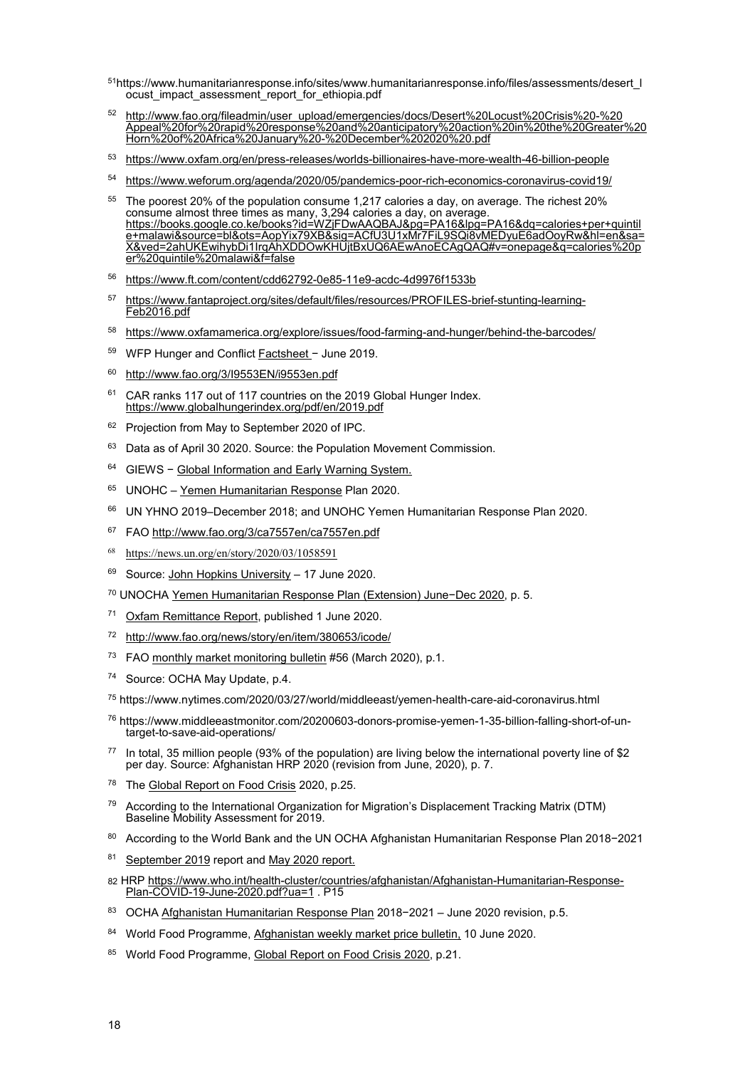[51] https://www.humanitarianresponse.info/sites/www.humanitarianresponse.info/files/assessments/desert_locust_impact_assessment_report_for_ethiopia.pdf

[52] http://www.fao.org/fileadmin/user_upload/emergencies/docs/Desert%20Locust%20Crisis%20-%20Appeal%20for%20rapid%20response%20and%20anticipatory%20action%20in%20the%20Greater%20Horn%20of%20Africa%20January%20-%20December%202020%20.pdf

[53] https://www.oxfam.org/en/press-releases/worlds-billionaires-have-more-wealth-46-billion-people

[54] https://www.weforum.org/agenda/2020/05/pandemics-poor-rich-economics-coronavirus-covid19/

[55] The poorest 20% of the population consume 1,217 calories a day, on average. The richest 20% consume almost three times as many, 3,294 calories a day, on average. https://books.google.co.ke/books?id=WZjFDwAAQBAJ&pg=PA16&lpg=PA16&dq=calories+per+quintile+malawi&source=bl&ots=AopYix79XB&sig=ACfU3U1xMr7FiL9SQi8vMEDyuE6adOoyRw&hl=en&sa=X&ved=2ahUKEwihybDi1IrqAhXDDOwKHUjtBxUQ6AEwAnoECAgQAQ#v=onepage&q=calories%20per%20quintile%20malawi&f=false

[56] https://www.ft.com/content/cdd62792-0e85-11e9-acdc-4d9976f1533b

[57] https://www.fantaproject.org/sites/default/files/resources/PROFILES-brief-stunting-learning-Feb2016.pdf

[58] https://www.oxfamamerica.org/explore/issues/food-farming-and-hunger/behind-the-barcodes/

[59] WFP Hunger and Conflict Factsheet − June 2019.

[60] http://www.fao.org/3/I9553EN/i9553en.pdf

[61] CAR ranks 117 out of 117 countries on the 2019 Global Hunger Index. https://www.globalhungerindex.org/pdf/en/2019.pdf

[62] Projection from May to September 2020 of IPC.

[63] Data as of April 30 2020. Source: the Population Movement Commission.

[64] GIEWS − Global Information and Early Warning System.

[65] UNOHC – Yemen Humanitarian Response Plan 2020.

[66] UN YHNO 2019–December 2018; and UNOHC Yemen Humanitarian Response Plan 2020.

[67] FAO http://www.fao.org/3/ca7557en/ca7557en.pdf

[68] https://news.un.org/en/story/2020/03/1058591

[69] Source: John Hopkins University – 17 June 2020.

[70] UNOCHA Yemen Humanitarian Response Plan (Extension) June−Dec 2020, p. 5.

[71] Oxfam Remittance Report, published 1 June 2020.

[72] http://www.fao.org/news/story/en/item/380653/icode/

[73] FAO monthly market monitoring bulletin #56 (March 2020), p.1.

[74] Source: OCHA May Update, p.4.

[75] https://www.nytimes.com/2020/03/27/world/middleeast/yemen-health-care-aid-coronavirus.html

[76] https://www.middleeastmonitor.com/20200603-donors-promise-yemen-1-35-billion-falling-short-of-un-target-to-save-aid-operations/

[77] In total, 35 million people (93% of the population) are living below the international poverty line of $2 per day. Source: Afghanistan HRP 2020 (revision from June, 2020), p. 7.

[78] The Global Report on Food Crisis 2020, p.25.

[79] According to the International Organization for Migration's Displacement Tracking Matrix (DTM) Baseline Mobility Assessment for 2019.

[80] According to the World Bank and the UN OCHA Afghanistan Humanitarian Response Plan 2018−2021

[81] September 2019 report and May 2020 report.

[82] HRP https://www.who.int/health-cluster/countries/afghanistan/Afghanistan-Humanitarian-Response-Plan-COVID-19-June-2020.pdf?ua=1 . P15

[83] OCHA Afghanistan Humanitarian Response Plan 2018−2021 – June 2020 revision, p.5.

[84] World Food Programme, Afghanistan weekly market price bulletin, 10 June 2020.

[85] World Food Programme, Global Report on Food Crisis 2020, p.21.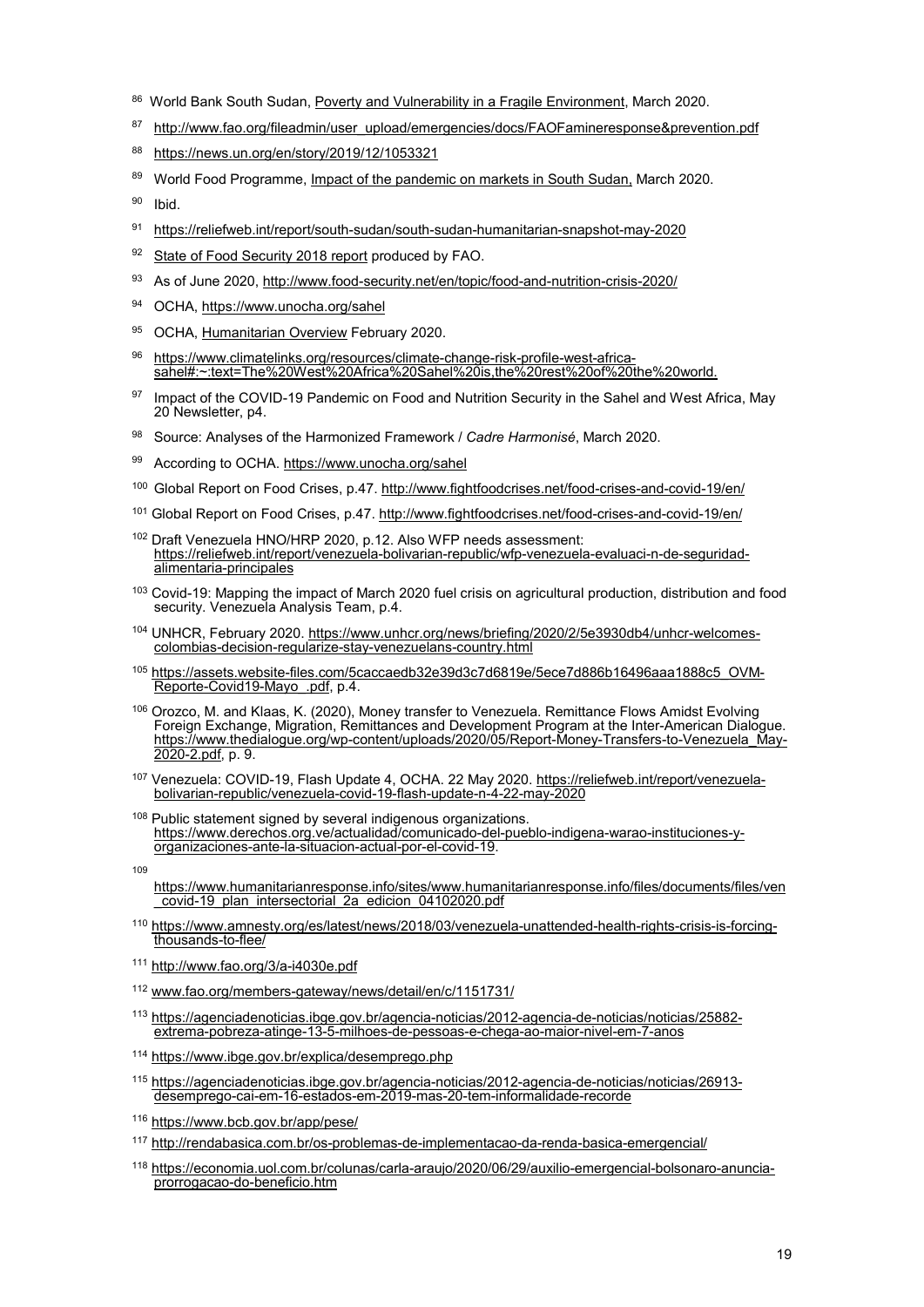[86] World Bank South Sudan, Poverty and Vulnerability in a Fragile Environment, March 2020.

[87] http://www.fao.org/fileadmin/user_upload/emergencies/docs/FAOFamineresponse&prevention.pdf

[88] https://news.un.org/en/story/2019/12/1053321

[89] World Food Programme, Impact of the pandemic on markets in South Sudan, March 2020.

[90] Ibid.

[91] https://reliefweb.int/report/south-sudan/south-sudan-humanitarian-snapshot-may-2020

[92] State of Food Security 2018 report produced by FAO.

[93] As of June 2020, http://www.food-security.net/en/topic/food-and-nutrition-crisis-2020/

[94] OCHA, https://www.unocha.org/sahel

[95] OCHA, Humanitarian Overview February 2020.

[96] https://www.climatelinks.org/resources/climate-change-risk-profile-west-africa-sahel#:~:text=The%20West%20Africa%20Sahel%20is,the%20rest%20of%20the%20world.

[97] Impact of the COVID-19 Pandemic on Food and Nutrition Security in the Sahel and West Africa, May 20 Newsletter, p4.

[98] Source: Analyses of the Harmonized Framework / *Cadre Harmonisé*, March 2020.

[99] According to OCHA. https://www.unocha.org/sahel

[100] Global Report on Food Crises, p.47. http://www.fightfoodcrises.net/food-crises-and-covid-19/en/

[101] Global Report on Food Crises, p.47. http://www.fightfoodcrises.net/food-crises-and-covid-19/en/

[102] Draft Venezuela HNO/HRP 2020, p.12. Also WFP needs assessment: https://reliefweb.int/report/venezuela-bolivarian-republic/wfp-venezuela-evaluaci-n-de-seguridad-alimentaria-principales

[103] Covid-19: Mapping the impact of March 2020 fuel crisis on agricultural production, distribution and food security. Venezuela Analysis Team, p.4.

[104] UNHCR, February 2020. https://www.unhcr.org/news/briefing/2020/2/5e3930db4/unhcr-welcomes-colombias-decision-regularize-stay-venezuelans-country.html

[105] https://assets.website-files.com/5caccaedb32e39d3c7d6819e/5ece7d886b16496aaa1888c5_OVM-Reporte-Covid19-Mayo_.pdf, p.4.

[106] Orozco, M. and Klaas, K. (2020), Money transfer to Venezuela. Remittance Flows Amidst Evolving Foreign Exchange, Migration, Remittances and Development Program at the Inter-American Dialogue. https://www.thedialogue.org/wp-content/uploads/2020/05/Report-Money-Transfers-to-Venezuela_May-2020-2.pdf, p. 9.

[107] Venezuela: COVID-19, Flash Update 4, OCHA. 22 May 2020. https://reliefweb.int/report/venezuela-bolivarian-republic/venezuela-covid-19-flash-update-n-4-22-may-2020

[108] Public statement signed by several indigenous organizations. https://www.derechos.org.ve/actualidad/comunicado-del-pueblo-indigena-warao-instituciones-y-organizaciones-ante-la-situacion-actual-por-el-covid-19.

[109] https://www.humanitarianresponse.info/sites/www.humanitarianresponse.info/files/documents/files/ven_covid-19_plan_intersectorial_2a_edicion_04102020.pdf

[110] https://www.amnesty.org/es/latest/news/2018/03/venezuela-unattended-health-rights-crisis-is-forcing-thousands-to-flee/

[111] http://www.fao.org/3/a-i4030e.pdf

[112] www.fao.org/members-gateway/news/detail/en/c/1151731/

[113] https://agenciadenoticias.ibge.gov.br/agencia-noticias/2012-agencia-de-noticias/noticias/25882-extrema-pobreza-atinge-13-5-milhoes-de-pessoas-e-chega-ao-maior-nivel-em-7-anos

[114] https://www.ibge.gov.br/explica/desemprego.php

[115] https://agenciadenoticias.ibge.gov.br/agencia-noticias/2012-agencia-de-noticias/noticias/26913-desemprego-cai-em-16-estados-em-2019-mas-20-tem-informalidade-recorde

[116] https://www.bcb.gov.br/app/pese/

[117] http://rendabasica.com.br/os-problemas-de-implementacao-da-renda-basica-emergencial/

[118] https://economia.uol.com.br/colunas/carla-araujo/2020/06/29/auxilio-emergencial-bolsonaro-anuncia-prorrogacao-do-beneficio.htm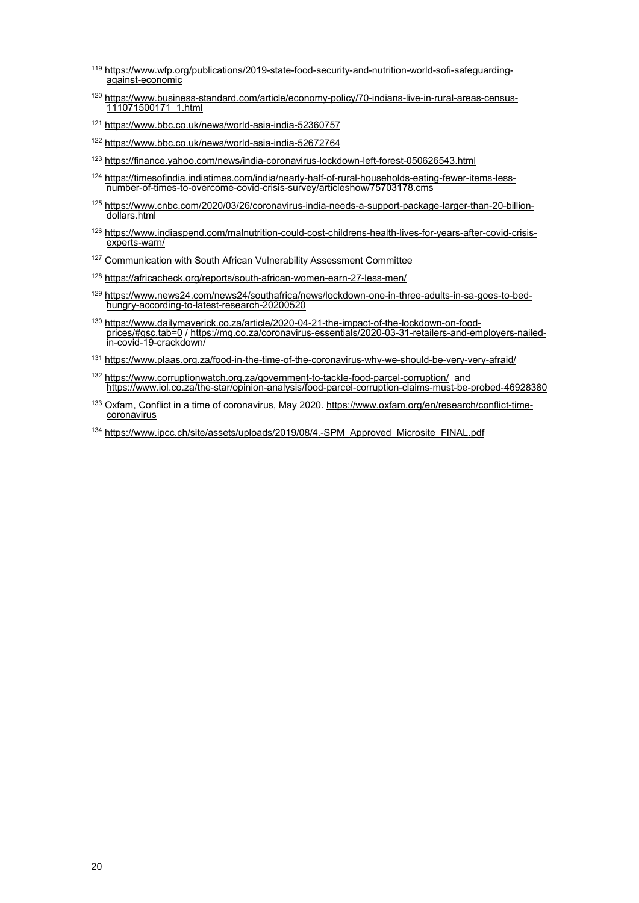[119] https://www.wfp.org/publications/2019-state-food-security-and-nutrition-world-sofi-safeguarding-against-economic

[120] https://www.business-standard.com/article/economy-policy/70-indians-live-in-rural-areas-census-111071500171_1.html

[121] https://www.bbc.co.uk/news/world-asia-india-52360757

[122] https://www.bbc.co.uk/news/world-asia-india-52672764

[123] https://finance.yahoo.com/news/india-coronavirus-lockdown-left-forest-050626543.html

[124] https://timesofindia.indiatimes.com/india/nearly-half-of-rural-households-eating-fewer-items-less-number-of-times-to-overcome-covid-crisis-survey/articleshow/75703178.cms

[125] https://www.cnbc.com/2020/03/26/coronavirus-india-needs-a-support-package-larger-than-20-billion-dollars.html

[126] https://www.indiaspend.com/malnutrition-could-cost-childrens-health-lives-for-years-after-covid-crisis-experts-warn/

[127] Communication with South African Vulnerability Assessment Committee

[128] https://africacheck.org/reports/south-african-women-earn-27-less-men/

[129] https://www.news24.com/news24/southafrica/news/lockdown-one-in-three-adults-in-sa-goes-to-bed-hungry-according-to-latest-research-20200520

[130] https://www.dailymaverick.co.za/article/2020-04-21-the-impact-of-the-lockdown-on-food-prices/#gsc.tab=0 / https://mg.co.za/coronavirus-essentials/2020-03-31-retailers-and-employers-nailed-in-covid-19-crackdown/

[131] https://www.plaas.org.za/food-in-the-time-of-the-coronavirus-why-we-should-be-very-very-afraid/

[132] https://www.corruptionwatch.org.za/government-to-tackle-food-parcel-corruption/ and https://www.iol.co.za/the-star/opinion-analysis/food-parcel-corruption-claims-must-be-probed-46928380

[133] Oxfam, Conflict in a time of coronavirus, May 2020. https://www.oxfam.org/en/research/conflict-time-coronavirus

[134] https://www.ipcc.ch/site/assets/uploads/2019/08/4.-SPM_Approved_Microsite_FINAL.pdf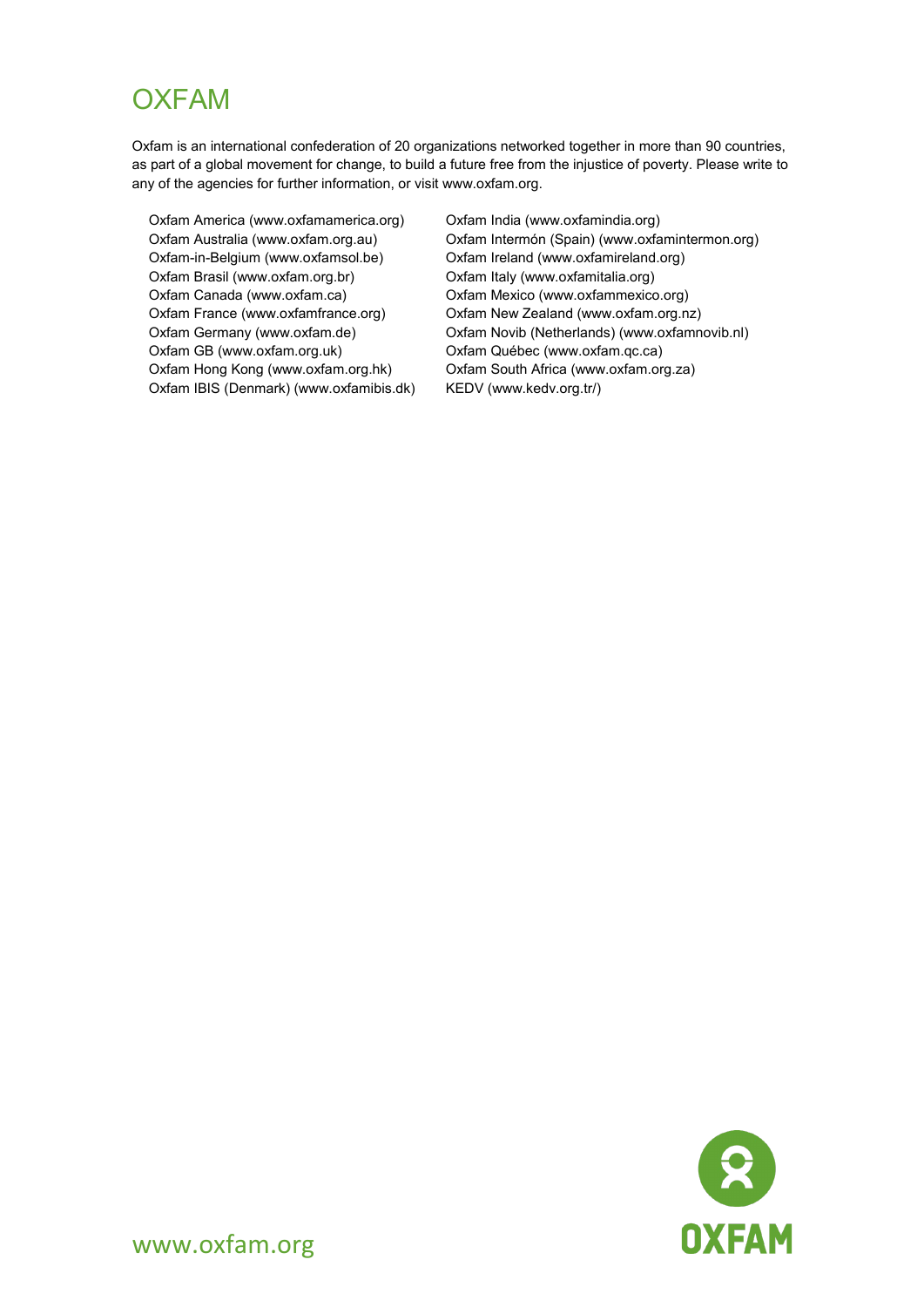# OXFAM

Oxfam is an international confederation of 20 organizations networked together in more than 90 countries, as part of a global movement for change, to build a future free from the injustice of poverty. Please write to any of the agencies for further information, or visit www.oxfam.org.

Oxfam America (www.oxfamamerica.org)
Oxfam Australia (www.oxfam.org.au)
Oxfam-in-Belgium (www.oxfamsol.be)
Oxfam Brasil (www.oxfam.org.br)
Oxfam Canada (www.oxfam.ca)
Oxfam France (www.oxfamfrance.org)
Oxfam Germany (www.oxfam.de)
Oxfam GB (www.oxfam.org.uk)
Oxfam Hong Kong (www.oxfam.org.hk)
Oxfam IBIS (Denmark) (www.oxfamibis.dk)
Oxfam India (www.oxfamindia.org)
Oxfam Intermón (Spain) (www.oxfamintermon.org)
Oxfam Ireland (www.oxfamireland.org)
Oxfam Italy (www.oxfamitalia.org)
Oxfam Mexico (www.oxfammexico.org)
Oxfam New Zealand (www.oxfam.org.nz)
Oxfam Novib (Netherlands) (www.oxfamnovib.nl)
Oxfam Québec (www.oxfam.qc.ca)
Oxfam South Africa (www.oxfam.org.za)
KEDV (www.kedv.org.tr/)

www.oxfam.org

OXFAM